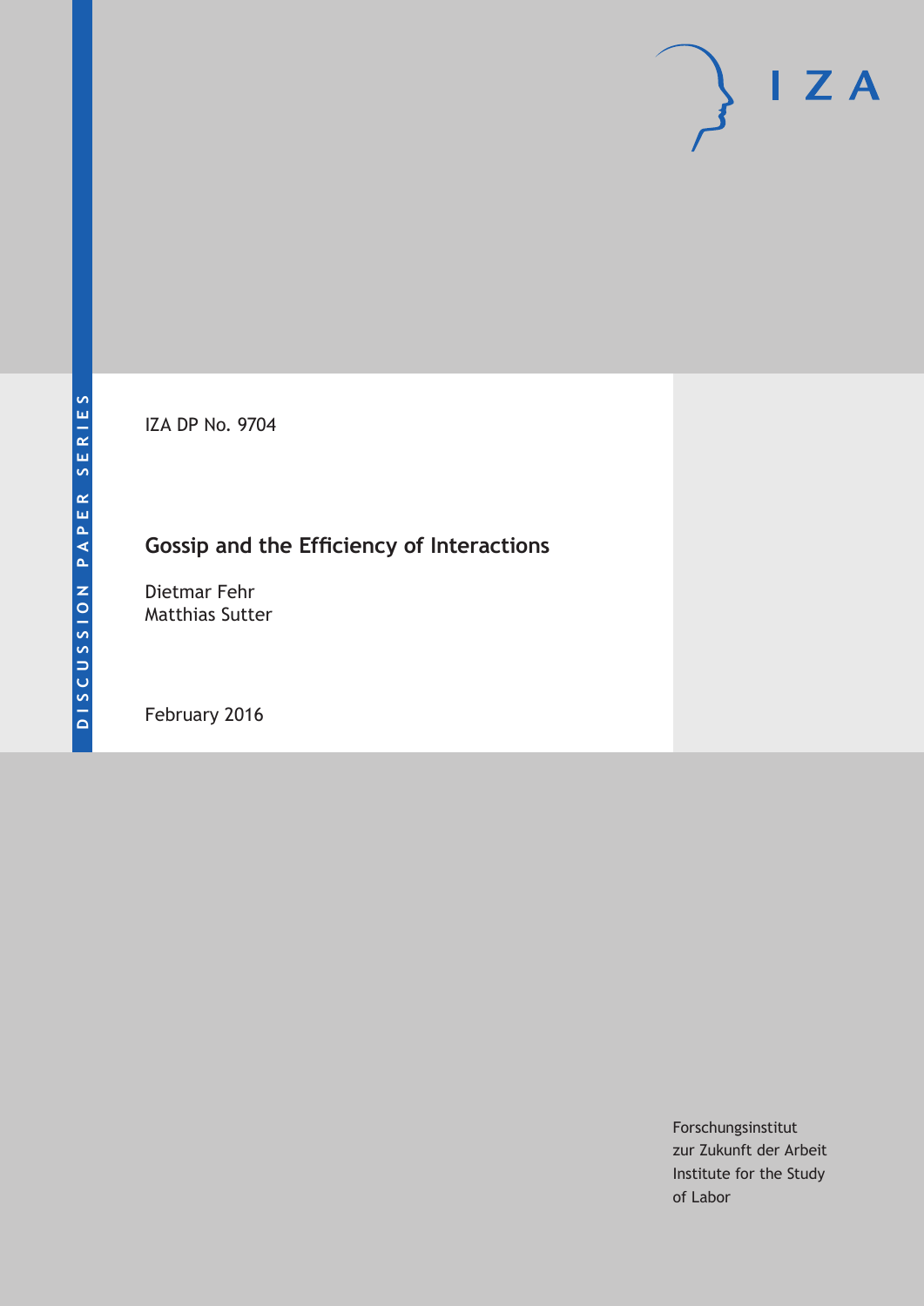DISCUSSION PAPER SERIES

I Z A

IZA DP No. 9704

# Gossip and the Efficiency of Interactions

Dietmar Fehr
Matthias Sutter

February 2016

Forschungsinstitut
zur Zukunft der Arbeit
Institute for the Study
of Labor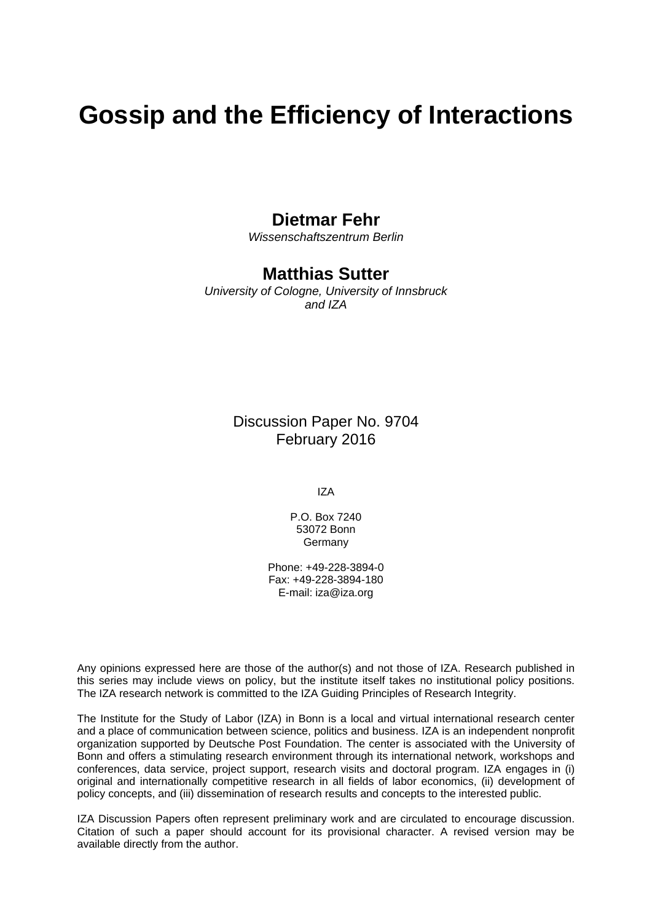# Gossip and the Efficiency of Interactions

**Dietmar Fehr**
*Wissenschaftszentrum Berlin*

**Matthias Sutter**
*University of Cologne, University of Innsbruck and IZA*

Discussion Paper No. 9704
February 2016

IZA

P.O. Box 7240
53072 Bonn
Germany

Phone: +49-228-3894-0
Fax: +49-228-3894-180
E-mail: iza@iza.org

Any opinions expressed here are those of the author(s) and not those of IZA. Research published in this series may include views on policy, but the institute itself takes no institutional policy positions. The IZA research network is committed to the IZA Guiding Principles of Research Integrity.

The Institute for the Study of Labor (IZA) in Bonn is a local and virtual international research center and a place of communication between science, politics and business. IZA is an independent nonprofit organization supported by Deutsche Post Foundation. The center is associated with the University of Bonn and offers a stimulating research environment through its international network, workshops and conferences, data service, project support, research visits and doctoral program. IZA engages in (i) original and internationally competitive research in all fields of labor economics, (ii) development of policy concepts, and (iii) dissemination of research results and concepts to the interested public.

IZA Discussion Papers often represent preliminary work and are circulated to encourage discussion. Citation of such a paper should account for its provisional character. A revised version may be available directly from the author.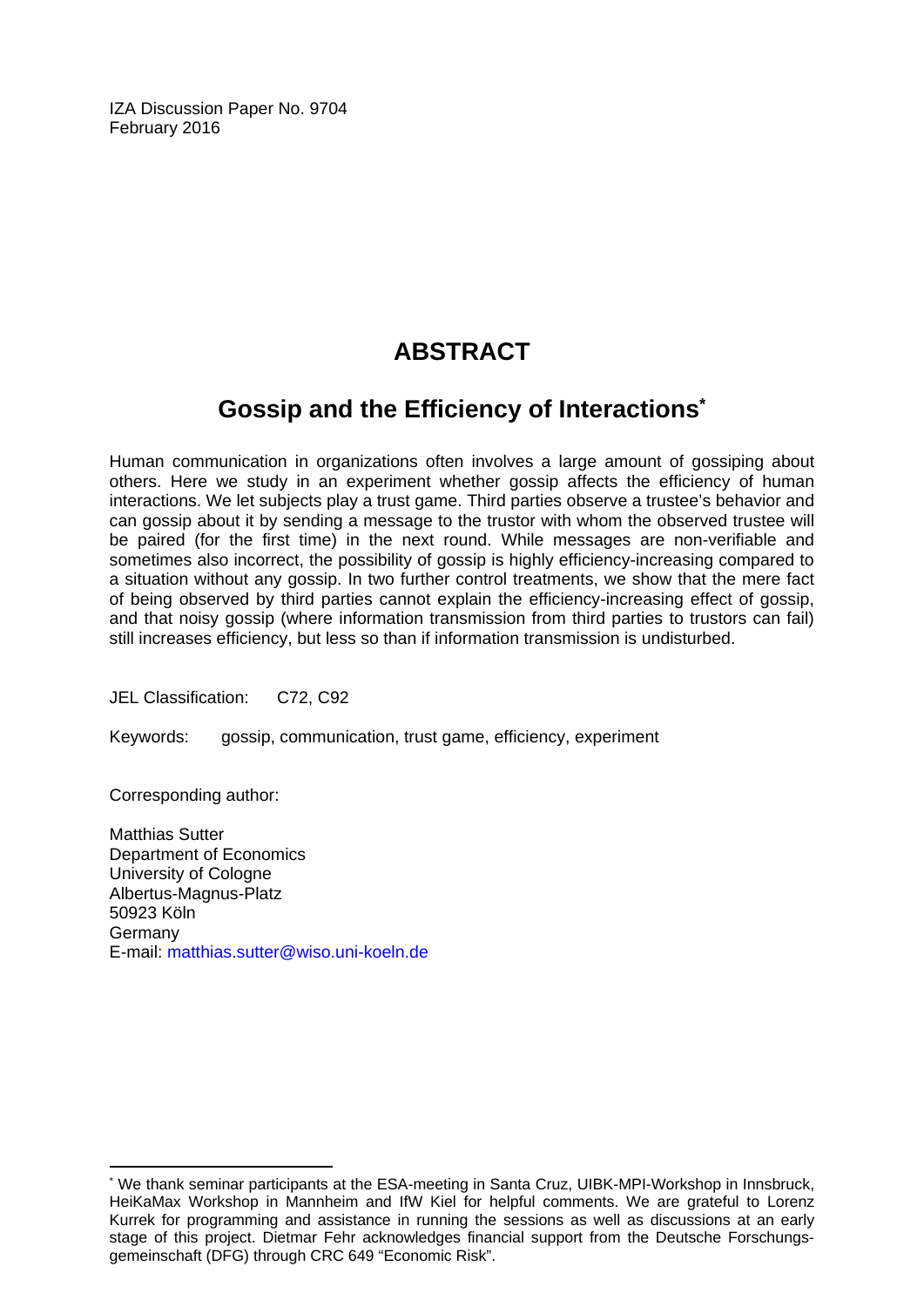IZA Discussion Paper No. 9704
February 2016

# ABSTRACT

## Gossip and the Efficiency of Interactions[*]

Human communication in organizations often involves a large amount of gossiping about others. Here we study in an experiment whether gossip affects the efficiency of human interactions. We let subjects play a trust game. Third parties observe a trustee's behavior and can gossip about it by sending a message to the trustor with whom the observed trustee will be paired (for the first time) in the next round. While messages are non-verifiable and sometimes also incorrect, the possibility of gossip is highly efficiency-increasing compared to a situation without any gossip. In two further control treatments, we show that the mere fact of being observed by third parties cannot explain the efficiency-increasing effect of gossip, and that noisy gossip (where information transmission from third parties to trustors can fail) still increases efficiency, but less so than if information transmission is undisturbed.

JEL Classification: C72, C92

Keywords: gossip, communication, trust game, efficiency, experiment

Corresponding author:

Matthias Sutter
Department of Economics
University of Cologne
Albertus-Magnus-Platz
50923 Köln
Germany
E-mail: matthias.sutter@wiso.uni-koeln.de

---

[*] We thank seminar participants at the ESA-meeting in Santa Cruz, UIBK-MPI-Workshop in Innsbruck, HeiKaMax Workshop in Mannheim and IfW Kiel for helpful comments. We are grateful to Lorenz Kurrek for programming and assistance in running the sessions as well as discussions at an early stage of this project. Dietmar Fehr acknowledges financial support from the Deutsche Forschungsgemeinschaft (DFG) through CRC 649 "Economic Risk".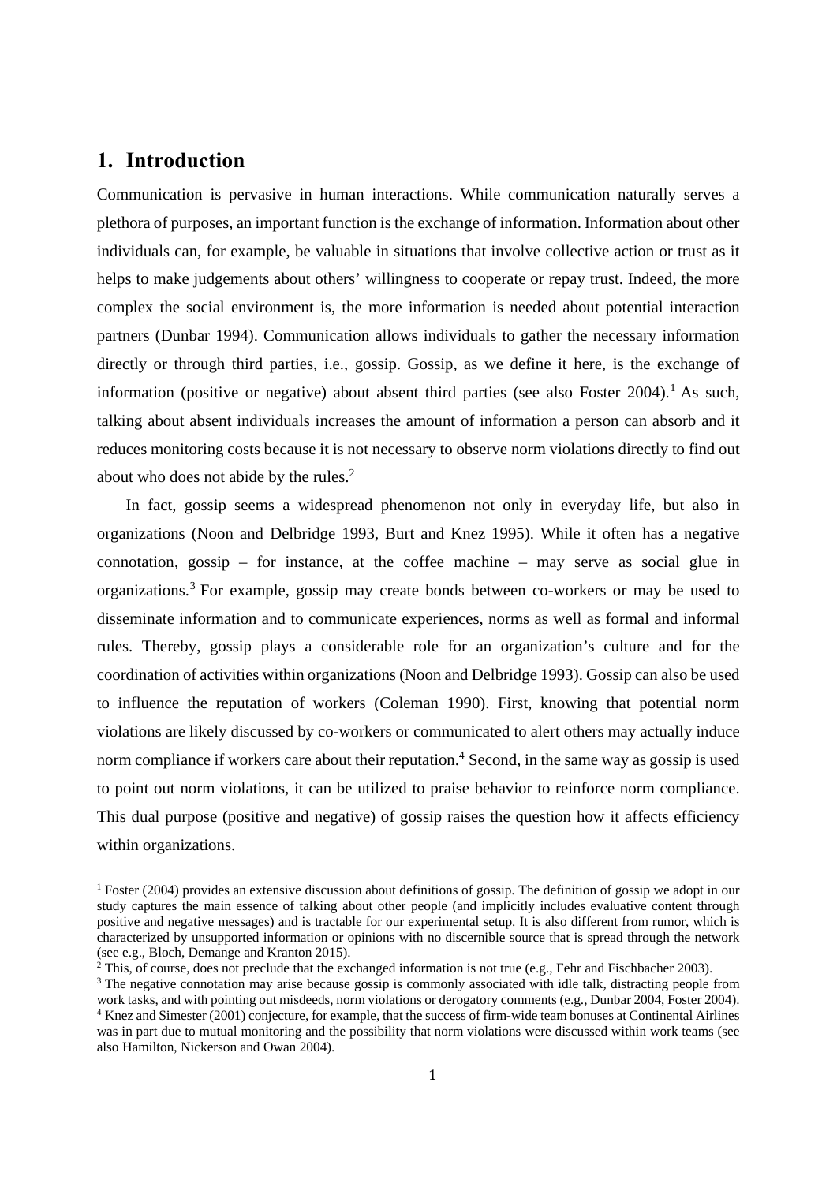# 1. Introduction

Communication is pervasive in human interactions. While communication naturally serves a plethora of purposes, an important function is the exchange of information. Information about other individuals can, for example, be valuable in situations that involve collective action or trust as it helps to make judgements about others' willingness to cooperate or repay trust. Indeed, the more complex the social environment is, the more information is needed about potential interaction partners (Dunbar 1994). Communication allows individuals to gather the necessary information directly or through third parties, i.e., gossip. Gossip, as we define it here, is the exchange of information (positive or negative) about absent third parties (see also Foster 2004).[1] As such, talking about absent individuals increases the amount of information a person can absorb and it reduces monitoring costs because it is not necessary to observe norm violations directly to find out about who does not abide by the rules.[2]

In fact, gossip seems a widespread phenomenon not only in everyday life, but also in organizations (Noon and Delbridge 1993, Burt and Knez 1995). While it often has a negative connotation, gossip – for instance, at the coffee machine – may serve as social glue in organizations.[3] For example, gossip may create bonds between co-workers or may be used to disseminate information and to communicate experiences, norms as well as formal and informal rules. Thereby, gossip plays a considerable role for an organization's culture and for the coordination of activities within organizations (Noon and Delbridge 1993). Gossip can also be used to influence the reputation of workers (Coleman 1990). First, knowing that potential norm violations are likely discussed by co-workers or communicated to alert others may actually induce norm compliance if workers care about their reputation.[4] Second, in the same way as gossip is used to point out norm violations, it can be utilized to praise behavior to reinforce norm compliance. This dual purpose (positive and negative) of gossip raises the question how it affects efficiency within organizations.

---

[1] Foster (2004) provides an extensive discussion about definitions of gossip. The definition of gossip we adopt in our study captures the main essence of talking about other people (and implicitly includes evaluative content through positive and negative messages) and is tractable for our experimental setup. It is also different from rumor, which is characterized by unsupported information or opinions with no discernible source that is spread through the network (see e.g., Bloch, Demange and Kranton 2015).

[2] This, of course, does not preclude that the exchanged information is not true (e.g., Fehr and Fischbacher 2003).

[3] The negative connotation may arise because gossip is commonly associated with idle talk, distracting people from work tasks, and with pointing out misdeeds, norm violations or derogatory comments (e.g., Dunbar 2004, Foster 2004).

[4] Knez and Simester (2001) conjecture, for example, that the success of firm-wide team bonuses at Continental Airlines was in part due to mutual monitoring and the possibility that norm violations were discussed within work teams (see also Hamilton, Nickerson and Owan 2004).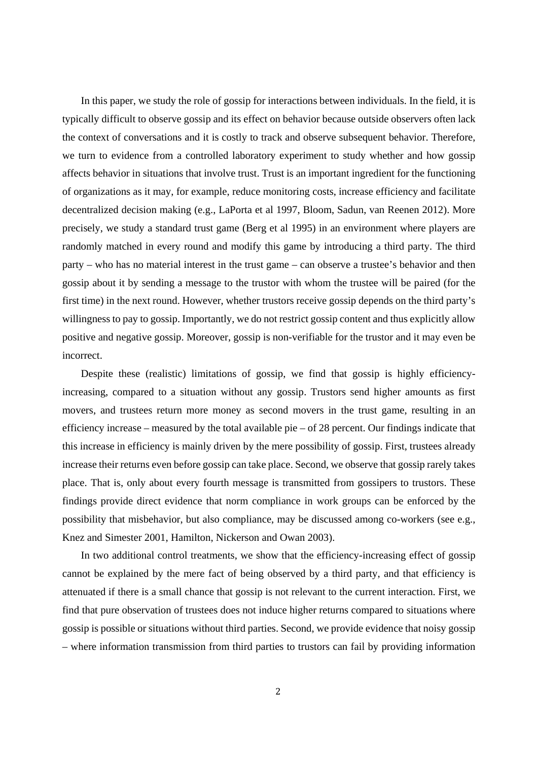In this paper, we study the role of gossip for interactions between individuals. In the field, it is typically difficult to observe gossip and its effect on behavior because outside observers often lack the context of conversations and it is costly to track and observe subsequent behavior. Therefore, we turn to evidence from a controlled laboratory experiment to study whether and how gossip affects behavior in situations that involve trust. Trust is an important ingredient for the functioning of organizations as it may, for example, reduce monitoring costs, increase efficiency and facilitate decentralized decision making (e.g., LaPorta et al 1997, Bloom, Sadun, van Reenen 2012). More precisely, we study a standard trust game (Berg et al 1995) in an environment where players are randomly matched in every round and modify this game by introducing a third party. The third party – who has no material interest in the trust game – can observe a trustee's behavior and then gossip about it by sending a message to the trustor with whom the trustee will be paired (for the first time) in the next round. However, whether trustors receive gossip depends on the third party's willingness to pay to gossip. Importantly, we do not restrict gossip content and thus explicitly allow positive and negative gossip. Moreover, gossip is non-verifiable for the trustor and it may even be incorrect.

Despite these (realistic) limitations of gossip, we find that gossip is highly efficiency-increasing, compared to a situation without any gossip. Trustors send higher amounts as first movers, and trustees return more money as second movers in the trust game, resulting in an efficiency increase – measured by the total available pie – of 28 percent. Our findings indicate that this increase in efficiency is mainly driven by the mere possibility of gossip. First, trustees already increase their returns even before gossip can take place. Second, we observe that gossip rarely takes place. That is, only about every fourth message is transmitted from gossipers to trustors. These findings provide direct evidence that norm compliance in work groups can be enforced by the possibility that misbehavior, but also compliance, may be discussed among co-workers (see e.g., Knez and Simester 2001, Hamilton, Nickerson and Owan 2003).

In two additional control treatments, we show that the efficiency-increasing effect of gossip cannot be explained by the mere fact of being observed by a third party, and that efficiency is attenuated if there is a small chance that gossip is not relevant to the current interaction. First, we find that pure observation of trustees does not induce higher returns compared to situations where gossip is possible or situations without third parties. Second, we provide evidence that noisy gossip – where information transmission from third parties to trustors can fail by providing information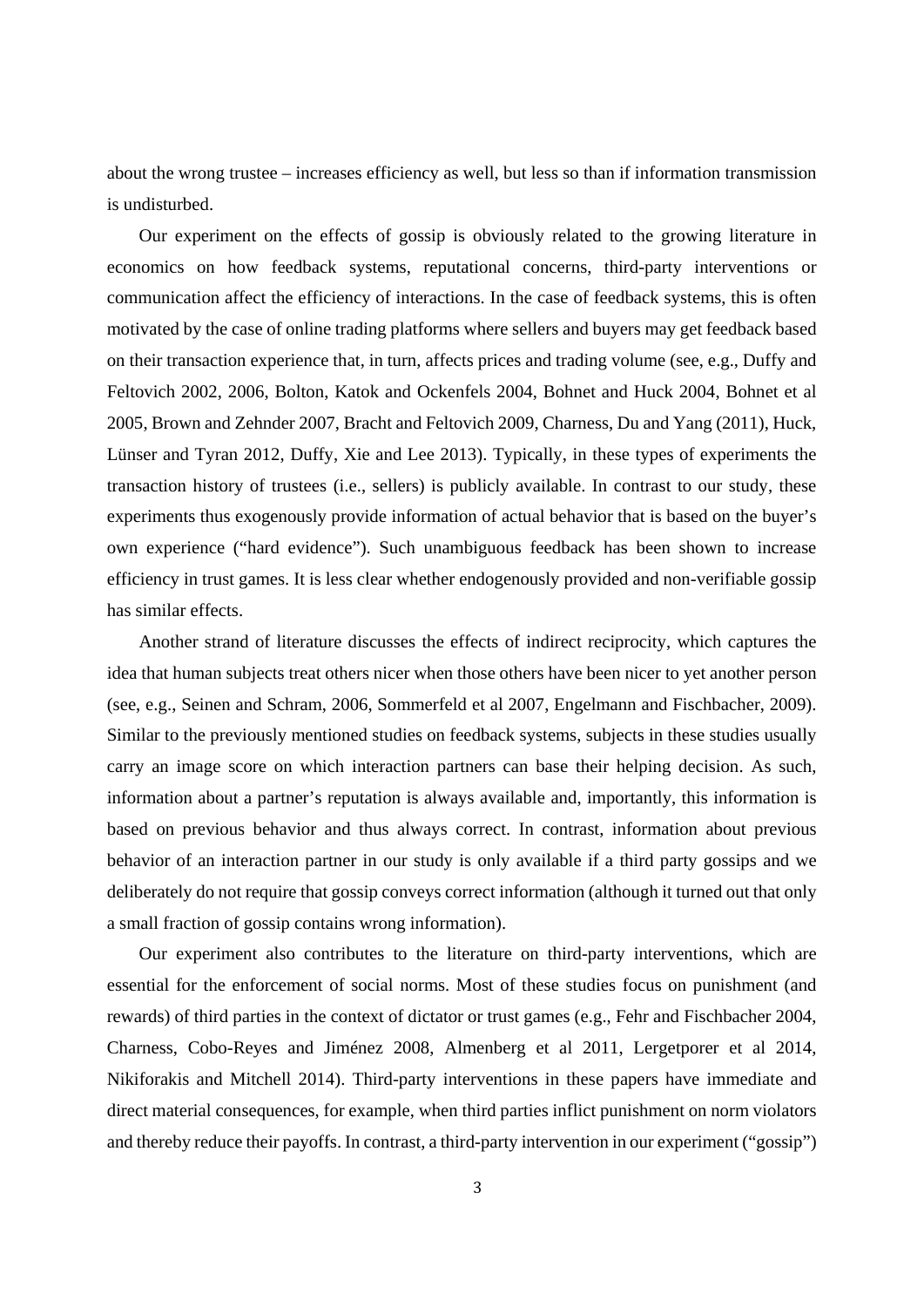about the wrong trustee – increases efficiency as well, but less so than if information transmission is undisturbed.

Our experiment on the effects of gossip is obviously related to the growing literature in economics on how feedback systems, reputational concerns, third-party interventions or communication affect the efficiency of interactions. In the case of feedback systems, this is often motivated by the case of online trading platforms where sellers and buyers may get feedback based on their transaction experience that, in turn, affects prices and trading volume (see, e.g., Duffy and Feltovich 2002, 2006, Bolton, Katok and Ockenfels 2004, Bohnet and Huck 2004, Bohnet et al 2005, Brown and Zehnder 2007, Bracht and Feltovich 2009, Charness, Du and Yang (2011), Huck, Lünser and Tyran 2012, Duffy, Xie and Lee 2013). Typically, in these types of experiments the transaction history of trustees (i.e., sellers) is publicly available. In contrast to our study, these experiments thus exogenously provide information of actual behavior that is based on the buyer's own experience ("hard evidence"). Such unambiguous feedback has been shown to increase efficiency in trust games. It is less clear whether endogenously provided and non-verifiable gossip has similar effects.

Another strand of literature discusses the effects of indirect reciprocity, which captures the idea that human subjects treat others nicer when those others have been nicer to yet another person (see, e.g., Seinen and Schram, 2006, Sommerfeld et al 2007, Engelmann and Fischbacher, 2009). Similar to the previously mentioned studies on feedback systems, subjects in these studies usually carry an image score on which interaction partners can base their helping decision. As such, information about a partner's reputation is always available and, importantly, this information is based on previous behavior and thus always correct. In contrast, information about previous behavior of an interaction partner in our study is only available if a third party gossips and we deliberately do not require that gossip conveys correct information (although it turned out that only a small fraction of gossip contains wrong information).

Our experiment also contributes to the literature on third-party interventions, which are essential for the enforcement of social norms. Most of these studies focus on punishment (and rewards) of third parties in the context of dictator or trust games (e.g., Fehr and Fischbacher 2004, Charness, Cobo-Reyes and Jiménez 2008, Almenberg et al 2011, Lergetporer et al 2014, Nikiforakis and Mitchell 2014). Third-party interventions in these papers have immediate and direct material consequences, for example, when third parties inflict punishment on norm violators and thereby reduce their payoffs. In contrast, a third-party intervention in our experiment ("gossip")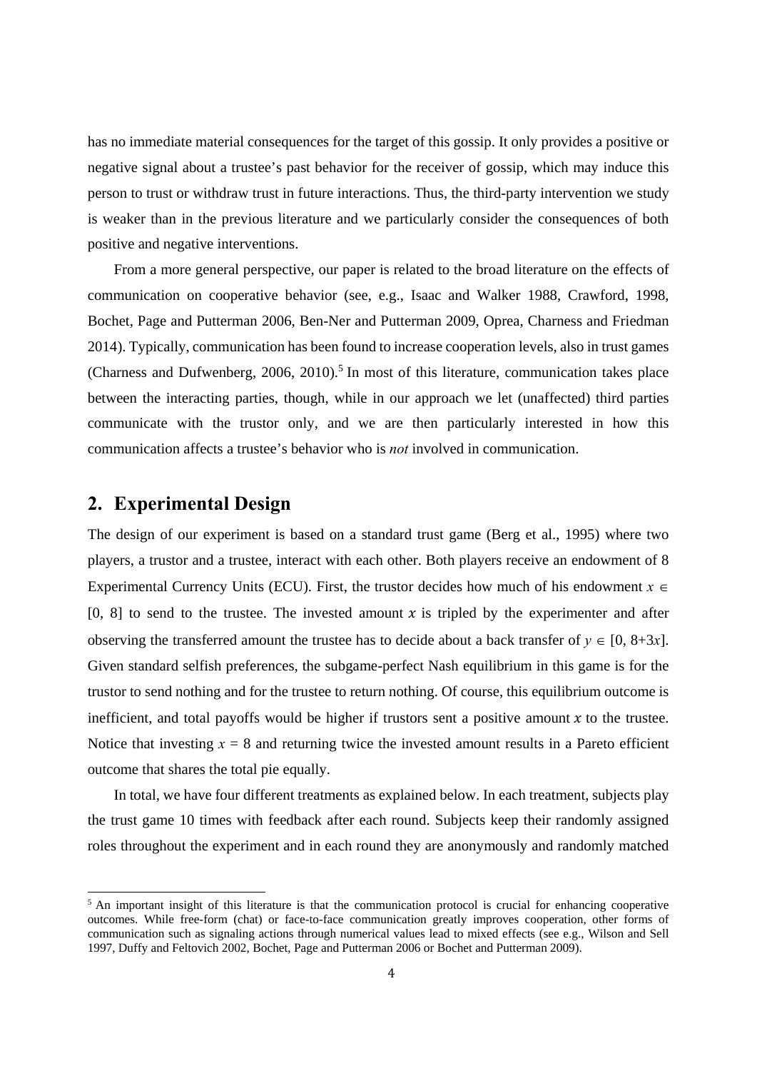has no immediate material consequences for the target of this gossip. It only provides a positive or negative signal about a trustee's past behavior for the receiver of gossip, which may induce this person to trust or withdraw trust in future interactions. Thus, the third-party intervention we study is weaker than in the previous literature and we particularly consider the consequences of both positive and negative interventions.

From a more general perspective, our paper is related to the broad literature on the effects of communication on cooperative behavior (see, e.g., Isaac and Walker 1988, Crawford, 1998, Bochet, Page and Putterman 2006, Ben-Ner and Putterman 2009, Oprea, Charness and Friedman 2014). Typically, communication has been found to increase cooperation levels, also in trust games (Charness and Dufwenberg, 2006, 2010).[5] In most of this literature, communication takes place between the interacting parties, though, while in our approach we let (unaffected) third parties communicate with the trustor only, and we are then particularly interested in how this communication affects a trustee's behavior who is *not* involved in communication.

## 2. Experimental Design

The design of our experiment is based on a standard trust game (Berg et al., 1995) where two players, a trustor and a trustee, interact with each other. Both players receive an endowment of 8 Experimental Currency Units (ECU). First, the trustor decides how much of his endowment $x \in [0, 8]$ to send to the trustee. The invested amount $x$ is tripled by the experimenter and after observing the transferred amount the trustee has to decide about a back transfer of $y \in [0, 8+3x]$. Given standard selfish preferences, the subgame-perfect Nash equilibrium in this game is for the trustor to send nothing and for the trustee to return nothing. Of course, this equilibrium outcome is inefficient, and total payoffs would be higher if trustors sent a positive amount $x$ to the trustee. Notice that investing $x = 8$ and returning twice the invested amount results in a Pareto efficient outcome that shares the total pie equally.

In total, we have four different treatments as explained below. In each treatment, subjects play the trust game 10 times with feedback after each round. Subjects keep their randomly assigned roles throughout the experiment and in each round they are anonymously and randomly matched

[5] An important insight of this literature is that the communication protocol is crucial for enhancing cooperative outcomes. While free-form (chat) or face-to-face communication greatly improves cooperation, other forms of communication such as signaling actions through numerical values lead to mixed effects (see e.g., Wilson and Sell 1997, Duffy and Feltovich 2002, Bochet, Page and Putterman 2006 or Bochet and Putterman 2009).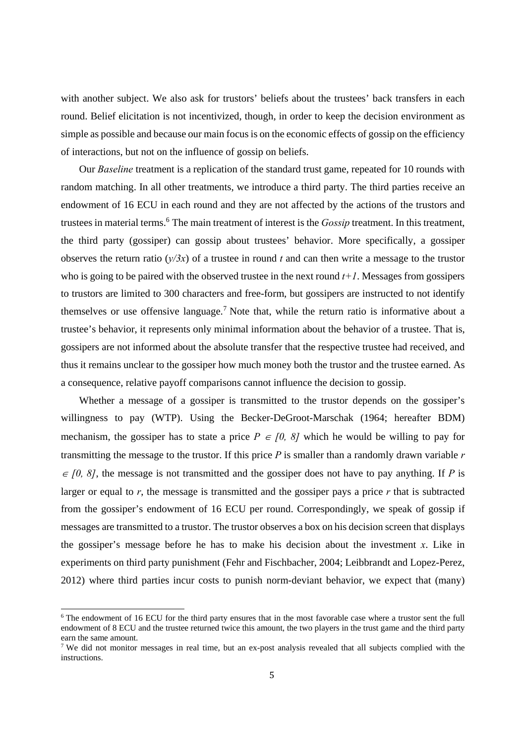with another subject. We also ask for trustors' beliefs about the trustees' back transfers in each round. Belief elicitation is not incentivized, though, in order to keep the decision environment as simple as possible and because our main focus is on the economic effects of gossip on the efficiency of interactions, but not on the influence of gossip on beliefs.

Our *Baseline* treatment is a replication of the standard trust game, repeated for 10 rounds with random matching. In all other treatments, we introduce a third party. The third parties receive an endowment of 16 ECU in each round and they are not affected by the actions of the trustors and trustees in material terms.[6] The main treatment of interest is the *Gossip* treatment. In this treatment, the third party (gossiper) can gossip about trustees' behavior. More specifically, a gossiper observes the return ratio ($y/3x$) of a trustee in round $t$ and can then write a message to the trustor who is going to be paired with the observed trustee in the next round $t+1$. Messages from gossipers to trustors are limited to 300 characters and free-form, but gossipers are instructed to not identify themselves or use offensive language.[7] Note that, while the return ratio is informative about a trustee's behavior, it represents only minimal information about the behavior of a trustee. That is, gossipers are not informed about the absolute transfer that the respective trustee had received, and thus it remains unclear to the gossiper how much money both the trustor and the trustee earned. As a consequence, relative payoff comparisons cannot influence the decision to gossip.

Whether a message of a gossiper is transmitted to the trustor depends on the gossiper's willingness to pay (WTP). Using the Becker-DeGroot-Marschak (1964; hereafter BDM) mechanism, the gossiper has to state a price $P \in [0, 8]$ which he would be willing to pay for transmitting the message to the trustor. If this price $P$ is smaller than a randomly drawn variable $r \in [0, 8]$, the message is not transmitted and the gossiper does not have to pay anything. If $P$ is larger or equal to $r$, the message is transmitted and the gossiper pays a price $r$ that is subtracted from the gossiper's endowment of 16 ECU per round. Correspondingly, we speak of gossip if messages are transmitted to a trustor. The trustor observes a box on his decision screen that displays the gossiper's message before he has to make his decision about the investment $x$. Like in experiments on third party punishment (Fehr and Fischbacher, 2004; Leibbrandt and Lopez-Perez, 2012) where third parties incur costs to punish norm-deviant behavior, we expect that (many)

[6] The endowment of 16 ECU for the third party ensures that in the most favorable case where a trustor sent the full endowment of 8 ECU and the trustee returned twice this amount, the two players in the trust game and the third party earn the same amount.

[7] We did not monitor messages in real time, but an ex-post analysis revealed that all subjects complied with the instructions.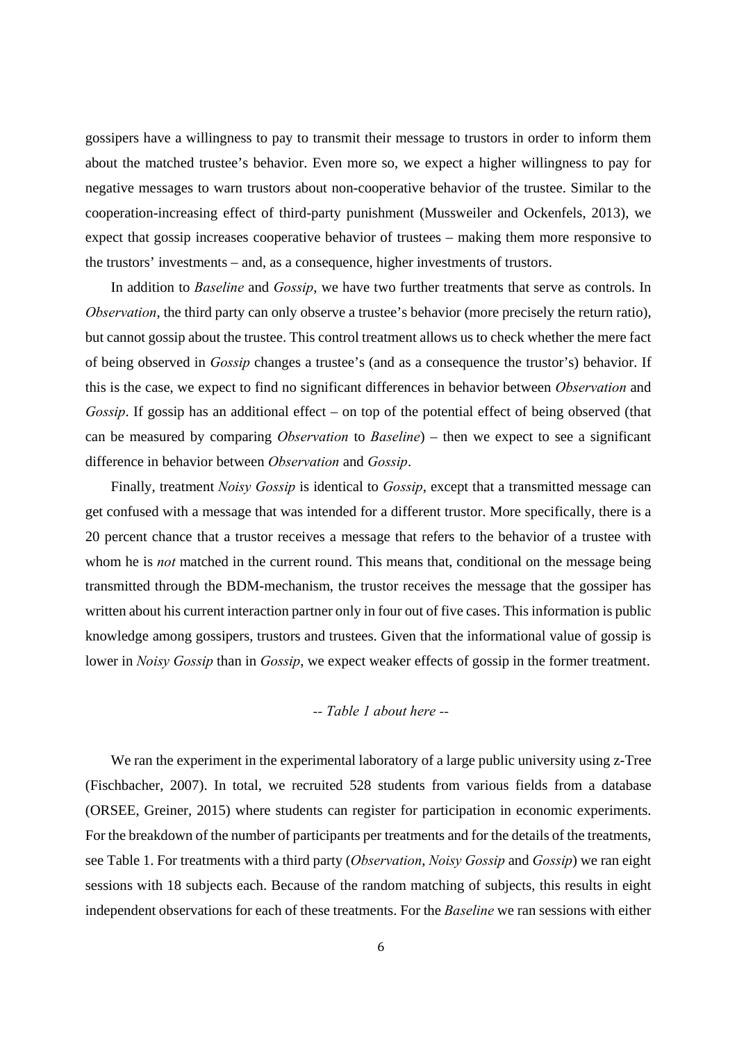gossipers have a willingness to pay to transmit their message to trustors in order to inform them about the matched trustee's behavior. Even more so, we expect a higher willingness to pay for negative messages to warn trustors about non-cooperative behavior of the trustee. Similar to the cooperation-increasing effect of third-party punishment (Mussweiler and Ockenfels, 2013), we expect that gossip increases cooperative behavior of trustees – making them more responsive to the trustors' investments – and, as a consequence, higher investments of trustors.

In addition to *Baseline* and *Gossip*, we have two further treatments that serve as controls. In *Observation*, the third party can only observe a trustee's behavior (more precisely the return ratio), but cannot gossip about the trustee. This control treatment allows us to check whether the mere fact of being observed in *Gossip* changes a trustee's (and as a consequence the trustor's) behavior. If this is the case, we expect to find no significant differences in behavior between *Observation* and *Gossip*. If gossip has an additional effect – on top of the potential effect of being observed (that can be measured by comparing *Observation* to *Baseline*) – then we expect to see a significant difference in behavior between *Observation* and *Gossip*.

Finally, treatment *Noisy Gossip* is identical to *Gossip*, except that a transmitted message can get confused with a message that was intended for a different trustor. More specifically, there is a 20 percent chance that a trustor receives a message that refers to the behavior of a trustee with whom he is *not* matched in the current round. This means that, conditional on the message being transmitted through the BDM-mechanism, the trustor receives the message that the gossiper has written about his current interaction partner only in four out of five cases. This information is public knowledge among gossipers, trustors and trustees. Given that the informational value of gossip is lower in *Noisy Gossip* than in *Gossip*, we expect weaker effects of gossip in the former treatment.

*-- Table 1 about here --*

We ran the experiment in the experimental laboratory of a large public university using z-Tree (Fischbacher, 2007). In total, we recruited 528 students from various fields from a database (ORSEE, Greiner, 2015) where students can register for participation in economic experiments. For the breakdown of the number of participants per treatments and for the details of the treatments, see Table 1. For treatments with a third party (*Observation*, *Noisy Gossip* and *Gossip*) we ran eight sessions with 18 subjects each. Because of the random matching of subjects, this results in eight independent observations for each of these treatments. For the *Baseline* we ran sessions with either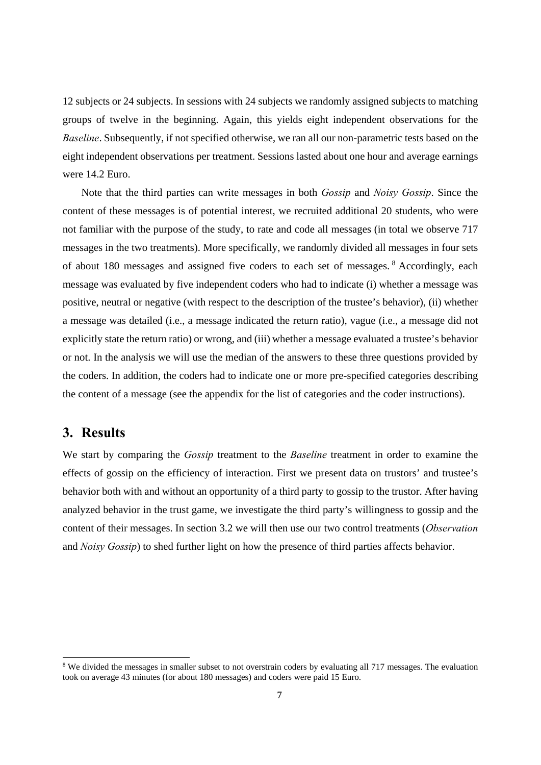12 subjects or 24 subjects. In sessions with 24 subjects we randomly assigned subjects to matching groups of twelve in the beginning. Again, this yields eight independent observations for the *Baseline*. Subsequently, if not specified otherwise, we ran all our non-parametric tests based on the eight independent observations per treatment. Sessions lasted about one hour and average earnings were 14.2 Euro.

Note that the third parties can write messages in both *Gossip* and *Noisy Gossip*. Since the content of these messages is of potential interest, we recruited additional 20 students, who were not familiar with the purpose of the study, to rate and code all messages (in total we observe 717 messages in the two treatments). More specifically, we randomly divided all messages in four sets of about 180 messages and assigned five coders to each set of messages.[8] Accordingly, each message was evaluated by five independent coders who had to indicate (i) whether a message was positive, neutral or negative (with respect to the description of the trustee's behavior), (ii) whether a message was detailed (i.e., a message indicated the return ratio), vague (i.e., a message did not explicitly state the return ratio) or wrong, and (iii) whether a message evaluated a trustee's behavior or not. In the analysis we will use the median of the answers to these three questions provided by the coders. In addition, the coders had to indicate one or more pre-specified categories describing the content of a message (see the appendix for the list of categories and the coder instructions).

## 3. Results

We start by comparing the *Gossip* treatment to the *Baseline* treatment in order to examine the effects of gossip on the efficiency of interaction. First we present data on trustors' and trustee's behavior both with and without an opportunity of a third party to gossip to the trustor. After having analyzed behavior in the trust game, we investigate the third party's willingness to gossip and the content of their messages. In section 3.2 we will then use our two control treatments (*Observation* and *Noisy Gossip*) to shed further light on how the presence of third parties affects behavior.

[8] We divided the messages in smaller subset to not overstrain coders by evaluating all 717 messages. The evaluation took on average 43 minutes (for about 180 messages) and coders were paid 15 Euro.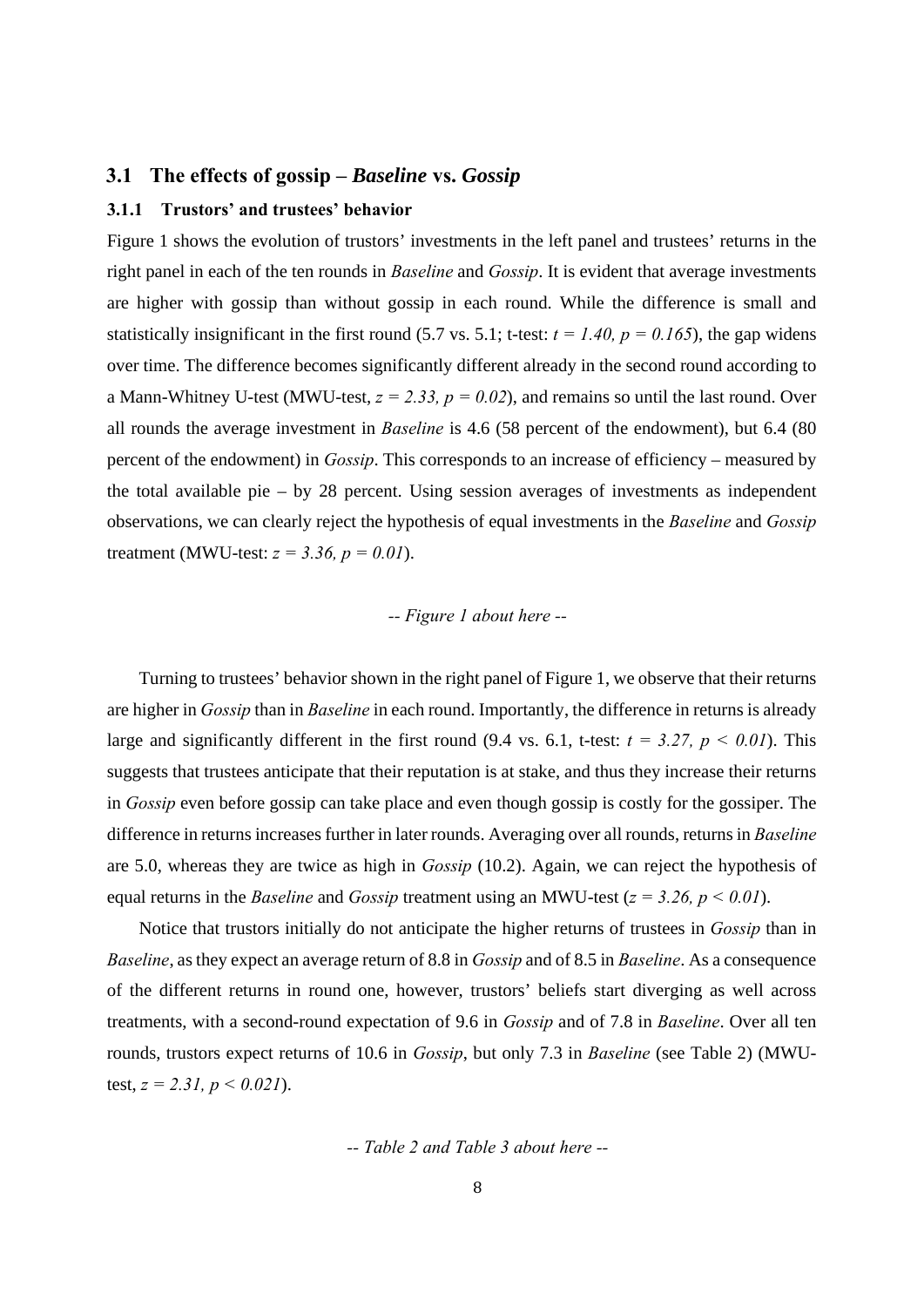## 3.1 The effects of gossip – *Baseline* vs. *Gossip*

### 3.1.1 Trustors' and trustees' behavior

Figure 1 shows the evolution of trustors' investments in the left panel and trustees' returns in the right panel in each of the ten rounds in *Baseline* and *Gossip*. It is evident that average investments are higher with gossip than without gossip in each round. While the difference is small and statistically insignificant in the first round (5.7 vs. 5.1; t-test: $t = 1.40, p = 0.165$), the gap widens over time. The difference becomes significantly different already in the second round according to a Mann-Whitney U-test (MWU-test, $z = 2.33, p = 0.02$), and remains so until the last round. Over all rounds the average investment in *Baseline* is 4.6 (58 percent of the endowment), but 6.4 (80 percent of the endowment) in *Gossip*. This corresponds to an increase of efficiency – measured by the total available pie – by 28 percent. Using session averages of investments as independent observations, we can clearly reject the hypothesis of equal investments in the *Baseline* and *Gossip* treatment (MWU-test: $z = 3.36, p = 0.01$).

*-- Figure 1 about here --*

Turning to trustees' behavior shown in the right panel of Figure 1, we observe that their returns are higher in *Gossip* than in *Baseline* in each round. Importantly, the difference in returns is already large and significantly different in the first round (9.4 vs. 6.1, t-test: $t = 3.27, p < 0.01$). This suggests that trustees anticipate that their reputation is at stake, and thus they increase their returns in *Gossip* even before gossip can take place and even though gossip is costly for the gossiper. The difference in returns increases further in later rounds. Averaging over all rounds, returns in *Baseline* are 5.0, whereas they are twice as high in *Gossip* (10.2). Again, we can reject the hypothesis of equal returns in the *Baseline* and *Gossip* treatment using an MWU-test ($z = 3.26, p < 0.01$).

Notice that trustors initially do not anticipate the higher returns of trustees in *Gossip* than in *Baseline*, as they expect an average return of 8.8 in *Gossip* and of 8.5 in *Baseline*. As a consequence of the different returns in round one, however, trustors' beliefs start diverging as well across treatments, with a second-round expectation of 9.6 in *Gossip* and of 7.8 in *Baseline*. Over all ten rounds, trustors expect returns of 10.6 in *Gossip*, but only 7.3 in *Baseline* (see Table 2) (MWU-test, $z = 2.31, p < 0.021$).

*-- Table 2 and Table 3 about here --*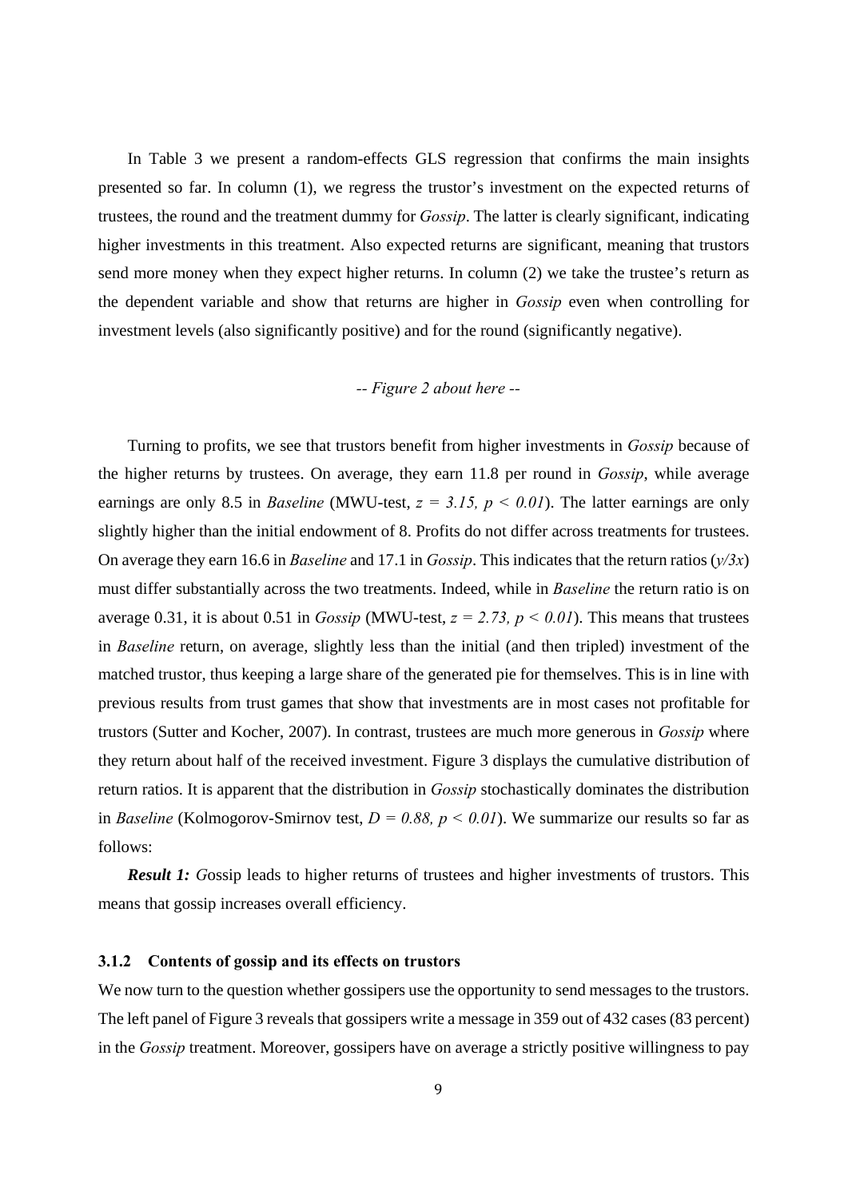In Table 3 we present a random-effects GLS regression that confirms the main insights presented so far. In column (1), we regress the trustor's investment on the expected returns of trustees, the round and the treatment dummy for *Gossip*. The latter is clearly significant, indicating higher investments in this treatment. Also expected returns are significant, meaning that trustors send more money when they expect higher returns. In column (2) we take the trustee's return as the dependent variable and show that returns are higher in *Gossip* even when controlling for investment levels (also significantly positive) and for the round (significantly negative).

*-- Figure 2 about here --*

Turning to profits, we see that trustors benefit from higher investments in *Gossip* because of the higher returns by trustees. On average, they earn 11.8 per round in *Gossip*, while average earnings are only 8.5 in *Baseline* (MWU-test, $z = 3.15$, $p < 0.01$). The latter earnings are only slightly higher than the initial endowment of 8. Profits do not differ across treatments for trustees. On average they earn 16.6 in *Baseline* and 17.1 in *Gossip*. This indicates that the return ratios ($y/3x$) must differ substantially across the two treatments. Indeed, while in *Baseline* the return ratio is on average 0.31, it is about 0.51 in *Gossip* (MWU-test, $z = 2.73$, $p < 0.01$). This means that trustees in *Baseline* return, on average, slightly less than the initial (and then tripled) investment of the matched trustor, thus keeping a large share of the generated pie for themselves. This is in line with previous results from trust games that show that investments are in most cases not profitable for trustors (Sutter and Kocher, 2007). In contrast, trustees are much more generous in *Gossip* where they return about half of the received investment. Figure 3 displays the cumulative distribution of return ratios. It is apparent that the distribution in *Gossip* stochastically dominates the distribution in *Baseline* (Kolmogorov-Smirnov test, $D = 0.88$, $p < 0.01$). We summarize our results so far as follows:

***Result 1:*** *G*ossip leads to higher returns of trustees and higher investments of trustors. This means that gossip increases overall efficiency.

### 3.1.2 Contents of gossip and its effects on trustors

We now turn to the question whether gossipers use the opportunity to send messages to the trustors. The left panel of Figure 3 reveals that gossipers write a message in 359 out of 432 cases (83 percent) in the *Gossip* treatment. Moreover, gossipers have on average a strictly positive willingness to pay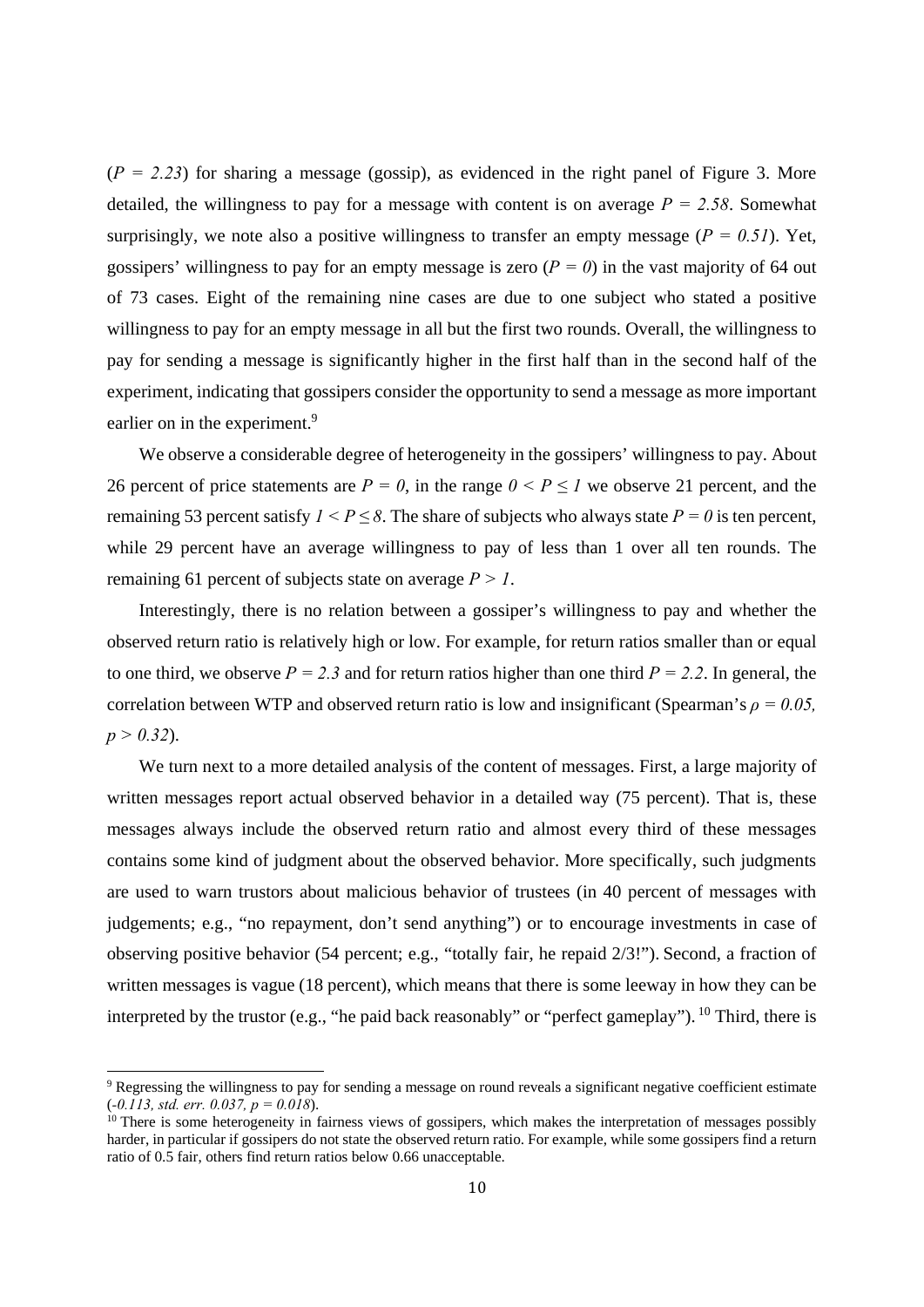($P = 2.23$) for sharing a message (gossip), as evidenced in the right panel of Figure 3. More detailed, the willingness to pay for a message with content is on average $P = 2.58$. Somewhat surprisingly, we note also a positive willingness to transfer an empty message ($P = 0.51$). Yet, gossipers' willingness to pay for an empty message is zero ($P = 0$) in the vast majority of 64 out of 73 cases. Eight of the remaining nine cases are due to one subject who stated a positive willingness to pay for an empty message in all but the first two rounds. Overall, the willingness to pay for sending a message is significantly higher in the first half than in the second half of the experiment, indicating that gossipers consider the opportunity to send a message as more important earlier on in the experiment.[9]

We observe a considerable degree of heterogeneity in the gossipers' willingness to pay. About 26 percent of price statements are $P = 0$, in the range $0 < P \leq 1$ we observe 21 percent, and the remaining 53 percent satisfy $1 < P \leq 8$. The share of subjects who always state $P = 0$ is ten percent, while 29 percent have an average willingness to pay of less than 1 over all ten rounds. The remaining 61 percent of subjects state on average $P > 1$.

Interestingly, there is no relation between a gossiper's willingness to pay and whether the observed return ratio is relatively high or low. For example, for return ratios smaller than or equal to one third, we observe $P = 2.3$ and for return ratios higher than one third $P = 2.2$. In general, the correlation between WTP and observed return ratio is low and insignificant (Spearman's $\rho = 0.05$, $p > 0.32$).

We turn next to a more detailed analysis of the content of messages. First, a large majority of written messages report actual observed behavior in a detailed way (75 percent). That is, these messages always include the observed return ratio and almost every third of these messages contains some kind of judgment about the observed behavior. More specifically, such judgments are used to warn trustors about malicious behavior of trustees (in 40 percent of messages with judgements; e.g., "no repayment, don't send anything") or to encourage investments in case of observing positive behavior (54 percent; e.g., "totally fair, he repaid 2/3!"). Second, a fraction of written messages is vague (18 percent), which means that there is some leeway in how they can be interpreted by the trustor (e.g., "he paid back reasonably" or "perfect gameplay").[10] Third, there is

---

[9] Regressing the willingness to pay for sending a message on round reveals a significant negative coefficient estimate (*-0.113, std. err. 0.037, p = 0.018*).

[10] There is some heterogeneity in fairness views of gossipers, which makes the interpretation of messages possibly harder, in particular if gossipers do not state the observed return ratio. For example, while some gossipers find a return ratio of 0.5 fair, others find return ratios below 0.66 unacceptable.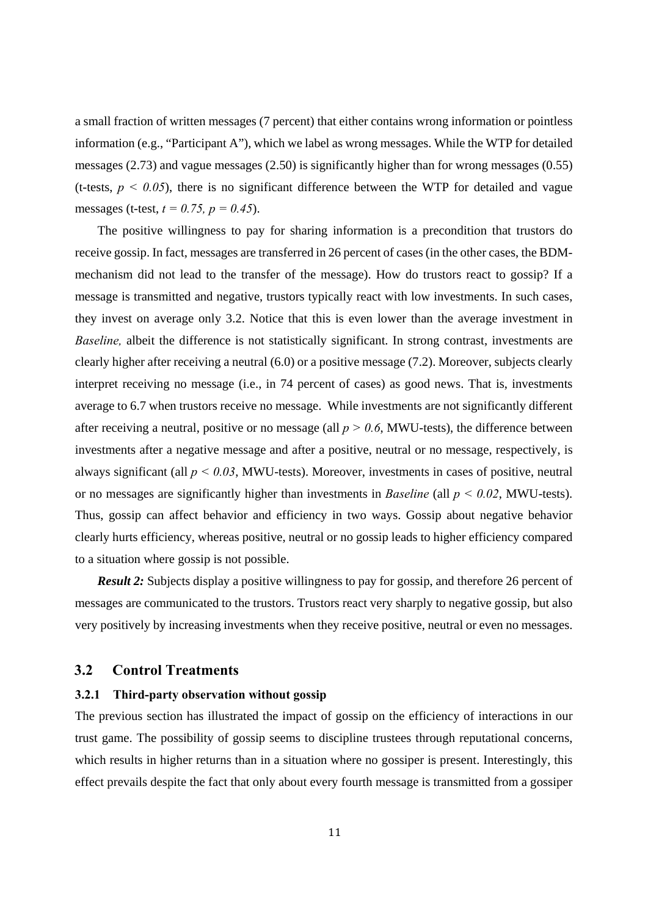a small fraction of written messages (7 percent) that either contains wrong information or pointless information (e.g., "Participant A"), which we label as wrong messages. While the WTP for detailed messages (2.73) and vague messages (2.50) is significantly higher than for wrong messages (0.55) (t-tests, $p < 0.05$), there is no significant difference between the WTP for detailed and vague messages (t-test, $t = 0.75$, $p = 0.45$).

The positive willingness to pay for sharing information is a precondition that trustors do receive gossip. In fact, messages are transferred in 26 percent of cases (in the other cases, the BDM-mechanism did not lead to the transfer of the message). How do trustors react to gossip? If a message is transmitted and negative, trustors typically react with low investments. In such cases, they invest on average only 3.2. Notice that this is even lower than the average investment in *Baseline,* albeit the difference is not statistically significant. In strong contrast, investments are clearly higher after receiving a neutral (6.0) or a positive message (7.2). Moreover, subjects clearly interpret receiving no message (i.e., in 74 percent of cases) as good news. That is, investments average to 6.7 when trustors receive no message. While investments are not significantly different after receiving a neutral, positive or no message (all $p > 0.6$, MWU-tests), the difference between investments after a negative message and after a positive, neutral or no message, respectively, is always significant (all $p < 0.03$, MWU-tests). Moreover, investments in cases of positive, neutral or no messages are significantly higher than investments in *Baseline* (all $p < 0.02$, MWU-tests). Thus, gossip can affect behavior and efficiency in two ways. Gossip about negative behavior clearly hurts efficiency, whereas positive, neutral or no gossip leads to higher efficiency compared to a situation where gossip is not possible.

***Result 2:*** Subjects display a positive willingness to pay for gossip, and therefore 26 percent of messages are communicated to the trustors. Trustors react very sharply to negative gossip, but also very positively by increasing investments when they receive positive, neutral or even no messages.

## 3.2 Control Treatments

### 3.2.1 Third-party observation without gossip

The previous section has illustrated the impact of gossip on the efficiency of interactions in our trust game. The possibility of gossip seems to discipline trustees through reputational concerns, which results in higher returns than in a situation where no gossiper is present. Interestingly, this effect prevails despite the fact that only about every fourth message is transmitted from a gossiper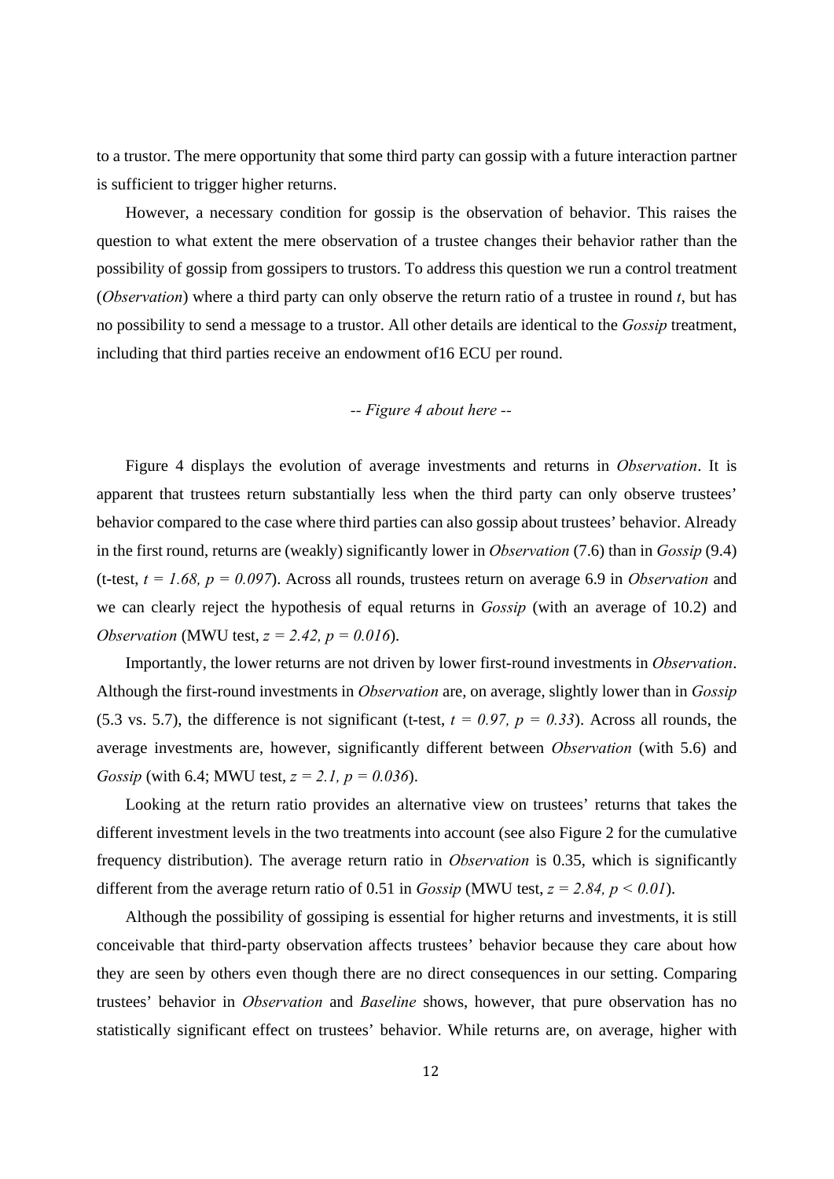to a trustor. The mere opportunity that some third party can gossip with a future interaction partner is sufficient to trigger higher returns.

However, a necessary condition for gossip is the observation of behavior. This raises the question to what extent the mere observation of a trustee changes their behavior rather than the possibility of gossip from gossipers to trustors. To address this question we run a control treatment (*Observation*) where a third party can only observe the return ratio of a trustee in round $t$, but has no possibility to send a message to a trustor. All other details are identical to the *Gossip* treatment, including that third parties receive an endowment of16 ECU per round.

*-- Figure 4 about here --*

Figure 4 displays the evolution of average investments and returns in *Observation*. It is apparent that trustees return substantially less when the third party can only observe trustees' behavior compared to the case where third parties can also gossip about trustees' behavior. Already in the first round, returns are (weakly) significantly lower in *Observation* (7.6) than in *Gossip* (9.4) (t-test, $t = 1.68$, $p = 0.097$). Across all rounds, trustees return on average 6.9 in *Observation* and we can clearly reject the hypothesis of equal returns in *Gossip* (with an average of 10.2) and *Observation* (MWU test, $z = 2.42$, $p = 0.016$).

Importantly, the lower returns are not driven by lower first-round investments in *Observation*. Although the first-round investments in *Observation* are, on average, slightly lower than in *Gossip* (5.3 vs. 5.7), the difference is not significant (t-test, $t = 0.97$, $p = 0.33$). Across all rounds, the average investments are, however, significantly different between *Observation* (with 5.6) and *Gossip* (with 6.4; MWU test, $z = 2.1$, $p = 0.036$).

Looking at the return ratio provides an alternative view on trustees' returns that takes the different investment levels in the two treatments into account (see also Figure 2 for the cumulative frequency distribution). The average return ratio in *Observation* is 0.35, which is significantly different from the average return ratio of 0.51 in *Gossip* (MWU test, $z = 2.84$, $p < 0.01$).

Although the possibility of gossiping is essential for higher returns and investments, it is still conceivable that third-party observation affects trustees' behavior because they care about how they are seen by others even though there are no direct consequences in our setting. Comparing trustees' behavior in *Observation* and *Baseline* shows, however, that pure observation has no statistically significant effect on trustees' behavior. While returns are, on average, higher with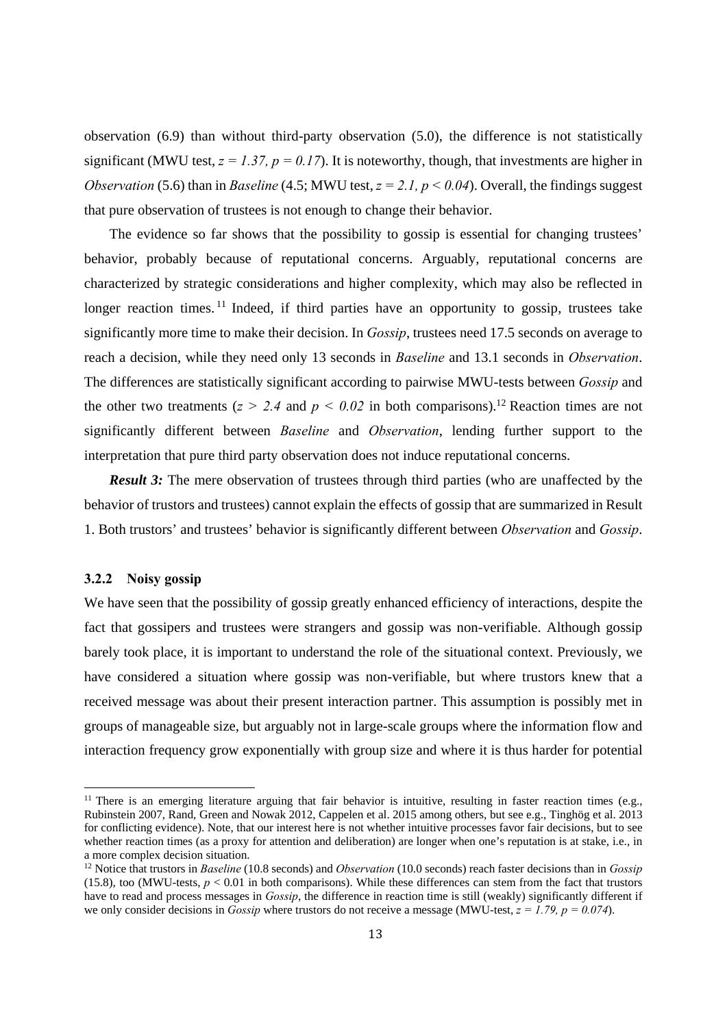observation (6.9) than without third-party observation (5.0), the difference is not statistically significant (MWU test, $z = 1.37, p = 0.17$). It is noteworthy, though, that investments are higher in *Observation* (5.6) than in *Baseline* (4.5; MWU test, $z = 2.1, p < 0.04$). Overall, the findings suggest that pure observation of trustees is not enough to change their behavior.

The evidence so far shows that the possibility to gossip is essential for changing trustees' behavior, probably because of reputational concerns. Arguably, reputational concerns are characterized by strategic considerations and higher complexity, which may also be reflected in longer reaction times.[11] Indeed, if third parties have an opportunity to gossip, trustees take significantly more time to make their decision. In *Gossip*, trustees need 17.5 seconds on average to reach a decision, while they need only 13 seconds in *Baseline* and 13.1 seconds in *Observation*. The differences are statistically significant according to pairwise MWU-tests between *Gossip* and the other two treatments ($z > 2.4$ and $p < 0.02$ in both comparisons).[12] Reaction times are not significantly different between *Baseline* and *Observation*, lending further support to the interpretation that pure third party observation does not induce reputational concerns.

***Result 3:*** The mere observation of trustees through third parties (who are unaffected by the behavior of trustors and trustees) cannot explain the effects of gossip that are summarized in Result 1. Both trustors' and trustees' behavior is significantly different between *Observation* and *Gossip*.

### 3.2.2 Noisy gossip

We have seen that the possibility of gossip greatly enhanced efficiency of interactions, despite the fact that gossipers and trustees were strangers and gossip was non-verifiable. Although gossip barely took place, it is important to understand the role of the situational context. Previously, we have considered a situation where gossip was non-verifiable, but where trustors knew that a received message was about their present interaction partner. This assumption is possibly met in groups of manageable size, but arguably not in large-scale groups where the information flow and interaction frequency grow exponentially with group size and where it is thus harder for potential

---

[11] There is an emerging literature arguing that fair behavior is intuitive, resulting in faster reaction times (e.g., Rubinstein 2007, Rand, Green and Nowak 2012, Cappelen et al. 2015 among others, but see e.g., Tinghög et al. 2013 for conflicting evidence). Note, that our interest here is not whether intuitive processes favor fair decisions, but to see whether reaction times (as a proxy for attention and deliberation) are longer when one's reputation is at stake, i.e., in a more complex decision situation.

[12] Notice that trustors in *Baseline* (10.8 seconds) and *Observation* (10.0 seconds) reach faster decisions than in *Gossip* (15.8), too (MWU-tests, $p < 0.01$ in both comparisons). While these differences can stem from the fact that trustors have to read and process messages in *Gossip*, the difference in reaction time is still (weakly) significantly different if we only consider decisions in *Gossip* where trustors do not receive a message (MWU-test, $z = 1.79, p = 0.074$).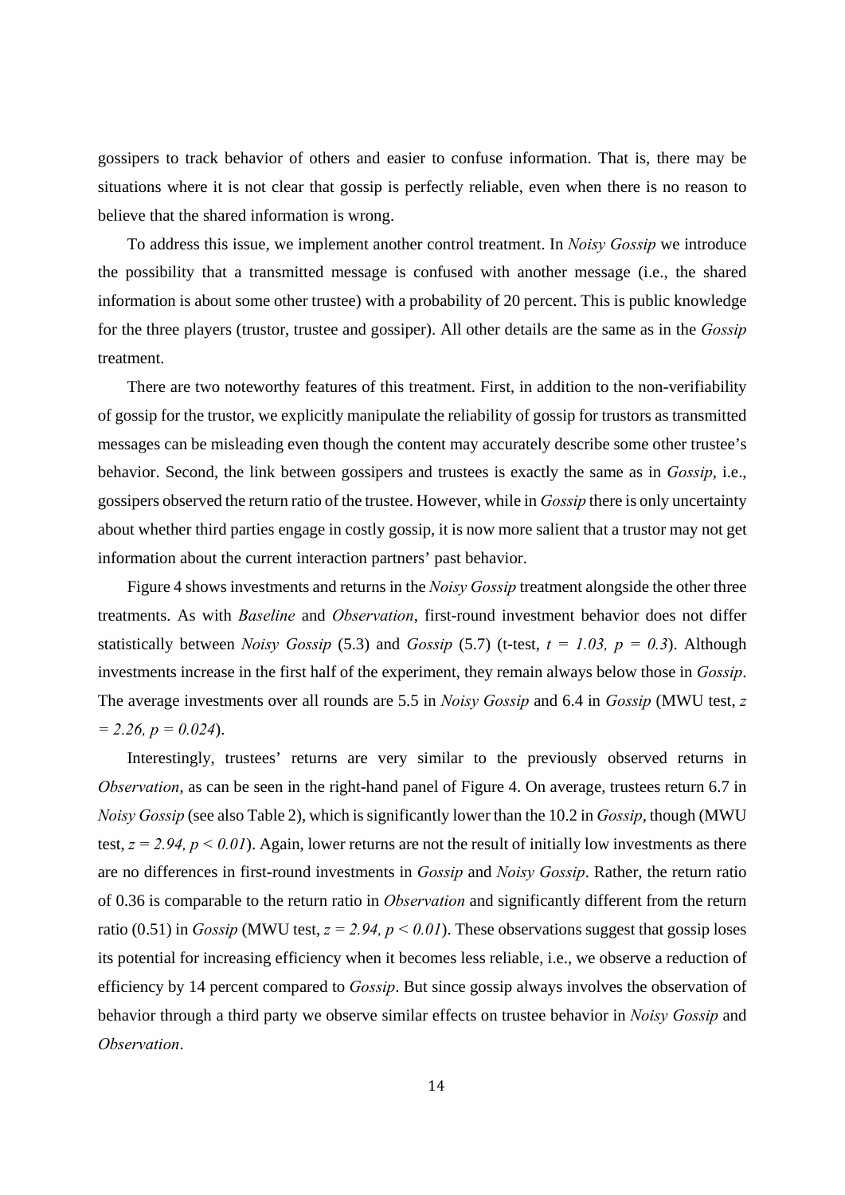gossipers to track behavior of others and easier to confuse information. That is, there may be situations where it is not clear that gossip is perfectly reliable, even when there is no reason to believe that the shared information is wrong.

To address this issue, we implement another control treatment. In *Noisy Gossip* we introduce the possibility that a transmitted message is confused with another message (i.e., the shared information is about some other trustee) with a probability of 20 percent. This is public knowledge for the three players (trustor, trustee and gossiper). All other details are the same as in the *Gossip* treatment.

There are two noteworthy features of this treatment. First, in addition to the non-verifiability of gossip for the trustor, we explicitly manipulate the reliability of gossip for trustors as transmitted messages can be misleading even though the content may accurately describe some other trustee's behavior. Second, the link between gossipers and trustees is exactly the same as in *Gossip*, i.e., gossipers observed the return ratio of the trustee. However, while in *Gossip* there is only uncertainty about whether third parties engage in costly gossip, it is now more salient that a trustor may not get information about the current interaction partners' past behavior.

Figure 4 shows investments and returns in the *Noisy Gossip* treatment alongside the other three treatments. As with *Baseline* and *Observation*, first-round investment behavior does not differ statistically between *Noisy Gossip* (5.3) and *Gossip* (5.7) (t-test, $t = 1.03$, $p = 0.3$). Although investments increase in the first half of the experiment, they remain always below those in *Gossip*. The average investments over all rounds are 5.5 in *Noisy Gossip* and 6.4 in *Gossip* (MWU test, $z = 2.26$, $p = 0.024$).

Interestingly, trustees' returns are very similar to the previously observed returns in *Observation*, as can be seen in the right-hand panel of Figure 4. On average, trustees return 6.7 in *Noisy Gossip* (see also Table 2), which is significantly lower than the 10.2 in *Gossip*, though (MWU test, $z = 2.94$, $p < 0.01$). Again, lower returns are not the result of initially low investments as there are no differences in first-round investments in *Gossip* and *Noisy Gossip*. Rather, the return ratio of 0.36 is comparable to the return ratio in *Observation* and significantly different from the return ratio (0.51) in *Gossip* (MWU test, $z = 2.94$, $p < 0.01$). These observations suggest that gossip loses its potential for increasing efficiency when it becomes less reliable, i.e., we observe a reduction of efficiency by 14 percent compared to *Gossip*. But since gossip always involves the observation of behavior through a third party we observe similar effects on trustee behavior in *Noisy Gossip* and *Observation*.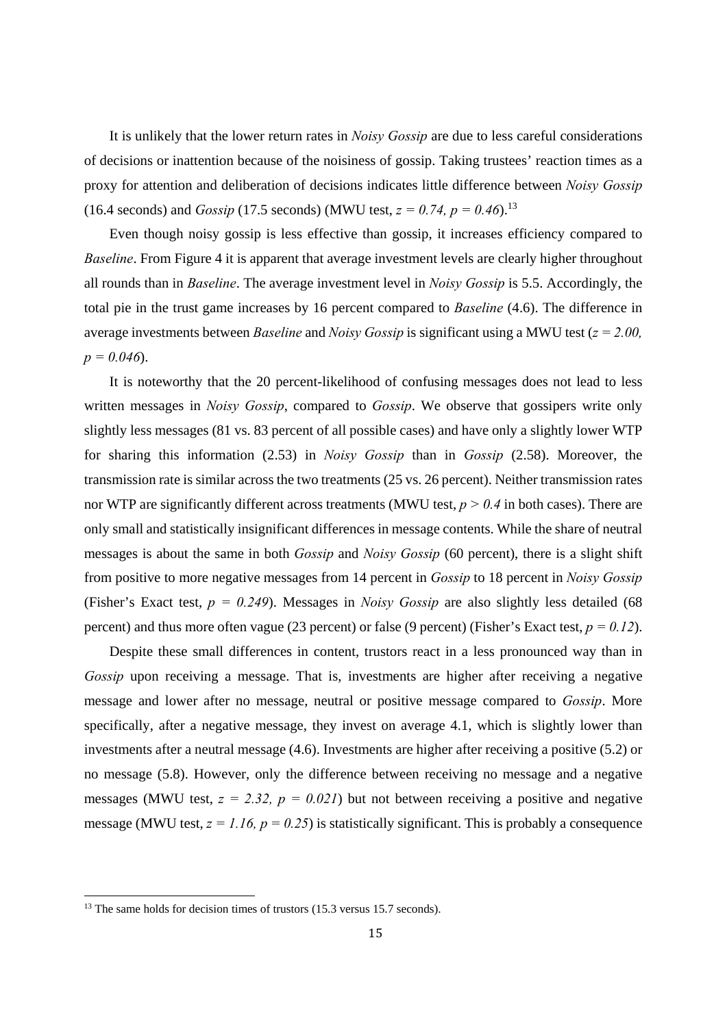It is unlikely that the lower return rates in *Noisy Gossip* are due to less careful considerations of decisions or inattention because of the noisiness of gossip. Taking trustees' reaction times as a proxy for attention and deliberation of decisions indicates little difference between *Noisy Gossip* (16.4 seconds) and *Gossip* (17.5 seconds) (MWU test, $z = 0.74$, $p = 0.46$).[13]

Even though noisy gossip is less effective than gossip, it increases efficiency compared to *Baseline*. From Figure 4 it is apparent that average investment levels are clearly higher throughout all rounds than in *Baseline*. The average investment level in *Noisy Gossip* is 5.5. Accordingly, the total pie in the trust game increases by 16 percent compared to *Baseline* (4.6). The difference in average investments between *Baseline* and *Noisy Gossip* is significant using a MWU test ($z = 2.00$, $p = 0.046$).

It is noteworthy that the 20 percent-likelihood of confusing messages does not lead to less written messages in *Noisy Gossip*, compared to *Gossip*. We observe that gossipers write only slightly less messages (81 vs. 83 percent of all possible cases) and have only a slightly lower WTP for sharing this information (2.53) in *Noisy Gossip* than in *Gossip* (2.58). Moreover, the transmission rate is similar across the two treatments (25 vs. 26 percent). Neither transmission rates nor WTP are significantly different across treatments (MWU test, $p > 0.4$ in both cases). There are only small and statistically insignificant differences in message contents. While the share of neutral messages is about the same in both *Gossip* and *Noisy Gossip* (60 percent), there is a slight shift from positive to more negative messages from 14 percent in *Gossip* to 18 percent in *Noisy Gossip* (Fisher's Exact test, $p = 0.249$). Messages in *Noisy Gossip* are also slightly less detailed (68 percent) and thus more often vague (23 percent) or false (9 percent) (Fisher's Exact test, $p = 0.12$).

Despite these small differences in content, trustors react in a less pronounced way than in *Gossip* upon receiving a message. That is, investments are higher after receiving a negative message and lower after no message, neutral or positive message compared to *Gossip*. More specifically, after a negative message, they invest on average 4.1, which is slightly lower than investments after a neutral message (4.6). Investments are higher after receiving a positive (5.2) or no message (5.8). However, only the difference between receiving no message and a negative messages (MWU test, $z = 2.32$, $p = 0.021$) but not between receiving a positive and negative message (MWU test, $z = 1.16$, $p = 0.25$) is statistically significant. This is probably a consequence

[13] The same holds for decision times of trustors (15.3 versus 15.7 seconds).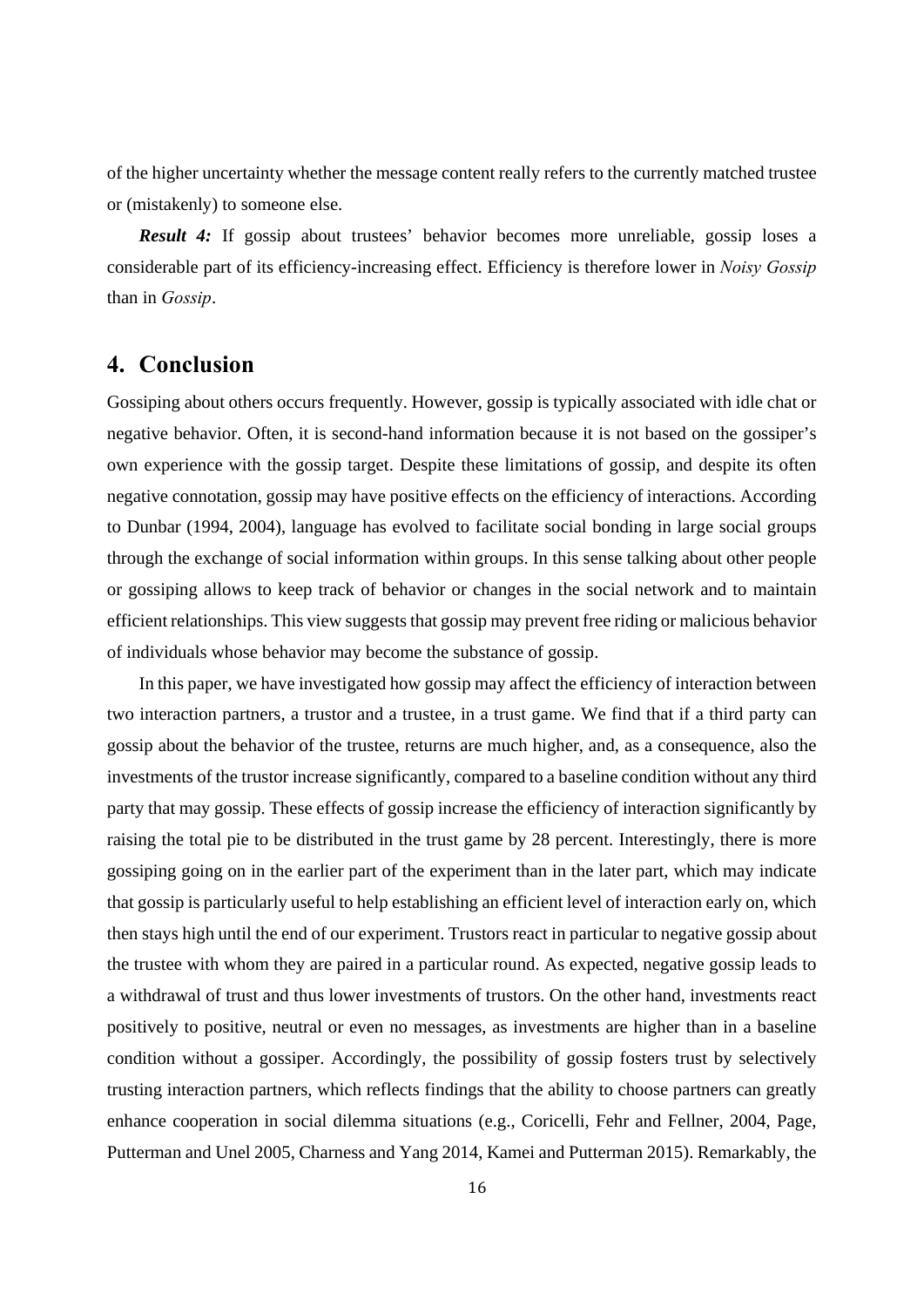of the higher uncertainty whether the message content really refers to the currently matched trustee or (mistakenly) to someone else.

***Result 4:*** If gossip about trustees' behavior becomes more unreliable, gossip loses a considerable part of its efficiency-increasing effect. Efficiency is therefore lower in *Noisy Gossip* than in *Gossip*.

## 4. Conclusion

Gossiping about others occurs frequently. However, gossip is typically associated with idle chat or negative behavior. Often, it is second-hand information because it is not based on the gossiper's own experience with the gossip target. Despite these limitations of gossip, and despite its often negative connotation, gossip may have positive effects on the efficiency of interactions. According to Dunbar (1994, 2004), language has evolved to facilitate social bonding in large social groups through the exchange of social information within groups. In this sense talking about other people or gossiping allows to keep track of behavior or changes in the social network and to maintain efficient relationships. This view suggests that gossip may prevent free riding or malicious behavior of individuals whose behavior may become the substance of gossip.

In this paper, we have investigated how gossip may affect the efficiency of interaction between two interaction partners, a trustor and a trustee, in a trust game. We find that if a third party can gossip about the behavior of the trustee, returns are much higher, and, as a consequence, also the investments of the trustor increase significantly, compared to a baseline condition without any third party that may gossip. These effects of gossip increase the efficiency of interaction significantly by raising the total pie to be distributed in the trust game by 28 percent. Interestingly, there is more gossiping going on in the earlier part of the experiment than in the later part, which may indicate that gossip is particularly useful to help establishing an efficient level of interaction early on, which then stays high until the end of our experiment. Trustors react in particular to negative gossip about the trustee with whom they are paired in a particular round. As expected, negative gossip leads to a withdrawal of trust and thus lower investments of trustors. On the other hand, investments react positively to positive, neutral or even no messages, as investments are higher than in a baseline condition without a gossiper. Accordingly, the possibility of gossip fosters trust by selectively trusting interaction partners, which reflects findings that the ability to choose partners can greatly enhance cooperation in social dilemma situations (e.g., Coricelli, Fehr and Fellner, 2004, Page, Putterman and Unel 2005, Charness and Yang 2014, Kamei and Putterman 2015). Remarkably, the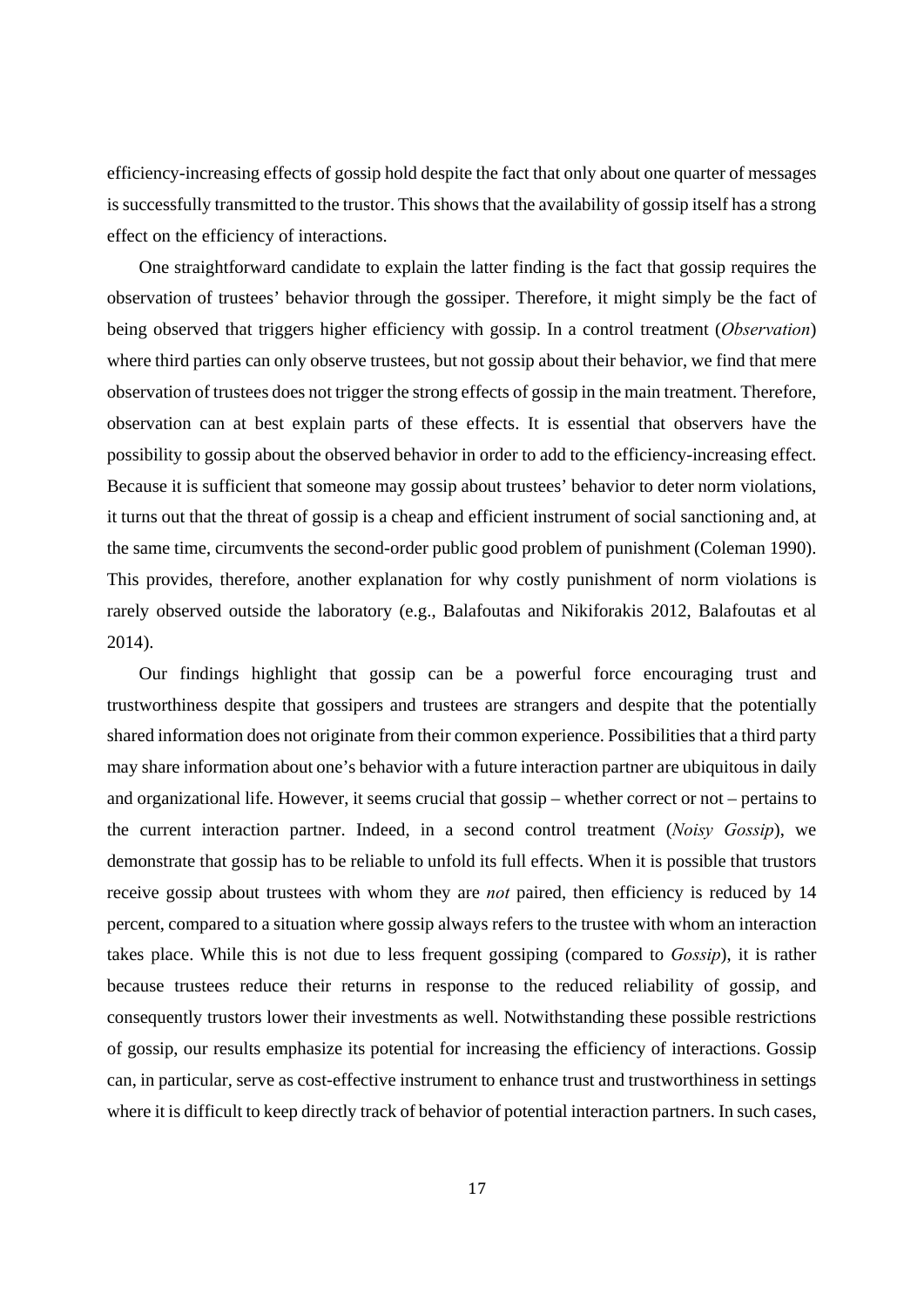efficiency-increasing effects of gossip hold despite the fact that only about one quarter of messages is successfully transmitted to the trustor. This shows that the availability of gossip itself has a strong effect on the efficiency of interactions.

One straightforward candidate to explain the latter finding is the fact that gossip requires the observation of trustees' behavior through the gossiper. Therefore, it might simply be the fact of being observed that triggers higher efficiency with gossip. In a control treatment (*Observation*) where third parties can only observe trustees, but not gossip about their behavior, we find that mere observation of trustees does not trigger the strong effects of gossip in the main treatment. Therefore, observation can at best explain parts of these effects. It is essential that observers have the possibility to gossip about the observed behavior in order to add to the efficiency-increasing effect. Because it is sufficient that someone may gossip about trustees' behavior to deter norm violations, it turns out that the threat of gossip is a cheap and efficient instrument of social sanctioning and, at the same time, circumvents the second-order public good problem of punishment (Coleman 1990). This provides, therefore, another explanation for why costly punishment of norm violations is rarely observed outside the laboratory (e.g., Balafoutas and Nikiforakis 2012, Balafoutas et al 2014).

Our findings highlight that gossip can be a powerful force encouraging trust and trustworthiness despite that gossipers and trustees are strangers and despite that the potentially shared information does not originate from their common experience. Possibilities that a third party may share information about one's behavior with a future interaction partner are ubiquitous in daily and organizational life. However, it seems crucial that gossip – whether correct or not – pertains to the current interaction partner. Indeed, in a second control treatment (*Noisy Gossip*), we demonstrate that gossip has to be reliable to unfold its full effects. When it is possible that trustors receive gossip about trustees with whom they are *not* paired, then efficiency is reduced by 14 percent, compared to a situation where gossip always refers to the trustee with whom an interaction takes place. While this is not due to less frequent gossiping (compared to *Gossip*), it is rather because trustees reduce their returns in response to the reduced reliability of gossip, and consequently trustors lower their investments as well. Notwithstanding these possible restrictions of gossip, our results emphasize its potential for increasing the efficiency of interactions. Gossip can, in particular, serve as cost-effective instrument to enhance trust and trustworthiness in settings where it is difficult to keep directly track of behavior of potential interaction partners. In such cases,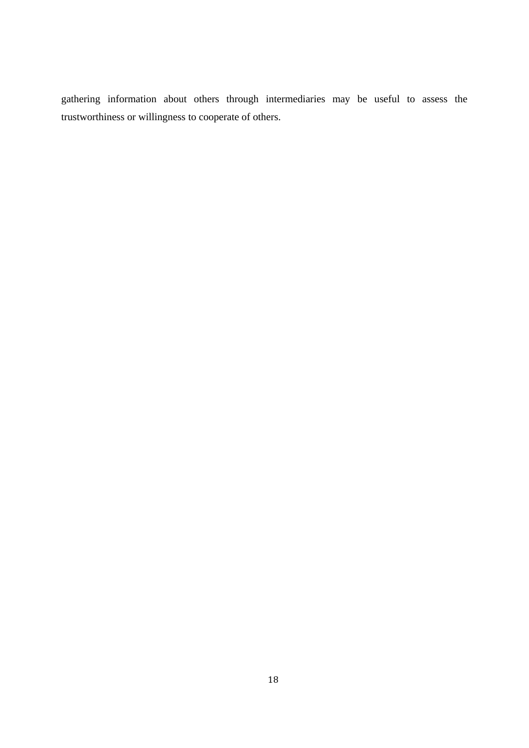gathering information about others through intermediaries may be useful to assess the trustworthiness or willingness to cooperate of others.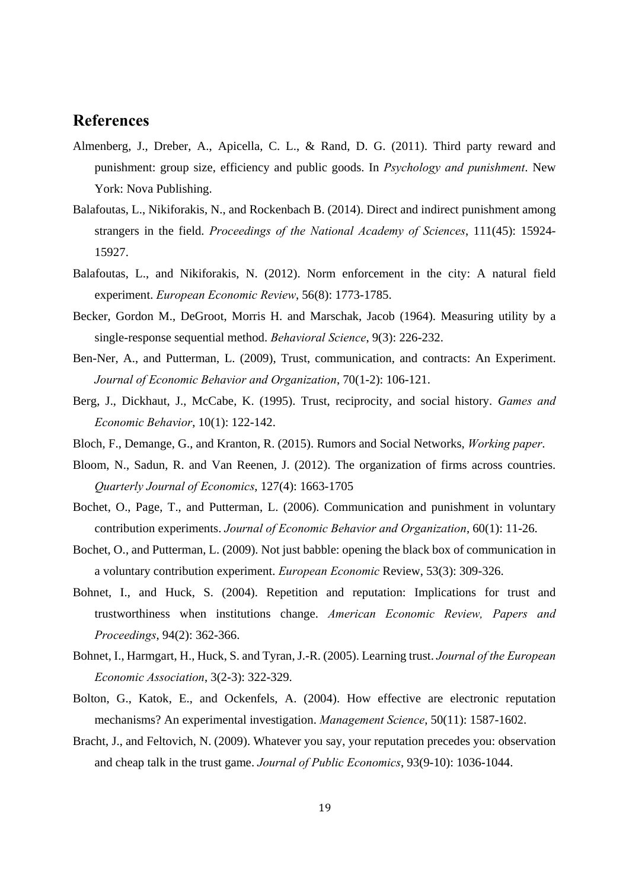## References

Almenberg, J., Dreber, A., Apicella, C. L., & Rand, D. G. (2011). Third party reward and punishment: group size, efficiency and public goods. In *Psychology and punishment*. New York: Nova Publishing.

Balafoutas, L., Nikiforakis, N., and Rockenbach B. (2014). Direct and indirect punishment among strangers in the field. *Proceedings of the National Academy of Sciences*, 111(45): 15924-15927.

Balafoutas, L., and Nikiforakis, N. (2012). Norm enforcement in the city: A natural field experiment. *European Economic Review*, 56(8): 1773-1785.

Becker, Gordon M., DeGroot, Morris H. and Marschak, Jacob (1964). Measuring utility by a single-response sequential method. *Behavioral Science*, 9(3): 226-232.

Ben-Ner, A., and Putterman, L. (2009), Trust, communication, and contracts: An Experiment. *Journal of Economic Behavior and Organization*, 70(1-2): 106-121.

Berg, J., Dickhaut, J., McCabe, K. (1995). Trust, reciprocity, and social history. *Games and Economic Behavior*, 10(1): 122-142.

Bloch, F., Demange, G., and Kranton, R. (2015). Rumors and Social Networks, *Working paper*.

Bloom, N., Sadun, R. and Van Reenen, J. (2012). The organization of firms across countries. *Quarterly Journal of Economics*, 127(4): 1663-1705

Bochet, O., Page, T., and Putterman, L. (2006). Communication and punishment in voluntary contribution experiments. *Journal of Economic Behavior and Organization*, 60(1): 11-26.

Bochet, O., and Putterman, L. (2009). Not just babble: opening the black box of communication in a voluntary contribution experiment. *European Economic* Review, 53(3): 309-326.

Bohnet, I., and Huck, S. (2004). Repetition and reputation: Implications for trust and trustworthiness when institutions change. *American Economic Review, Papers and Proceedings*, 94(2): 362-366.

Bohnet, I., Harmgart, H., Huck, S. and Tyran, J.-R. (2005). Learning trust. *Journal of the European Economic Association*, 3(2-3): 322-329.

Bolton, G., Katok, E., and Ockenfels, A. (2004). How effective are electronic reputation mechanisms? An experimental investigation. *Management Science*, 50(11): 1587-1602.

Bracht, J., and Feltovich, N. (2009). Whatever you say, your reputation precedes you: observation and cheap talk in the trust game. *Journal of Public Economics*, 93(9-10): 1036-1044.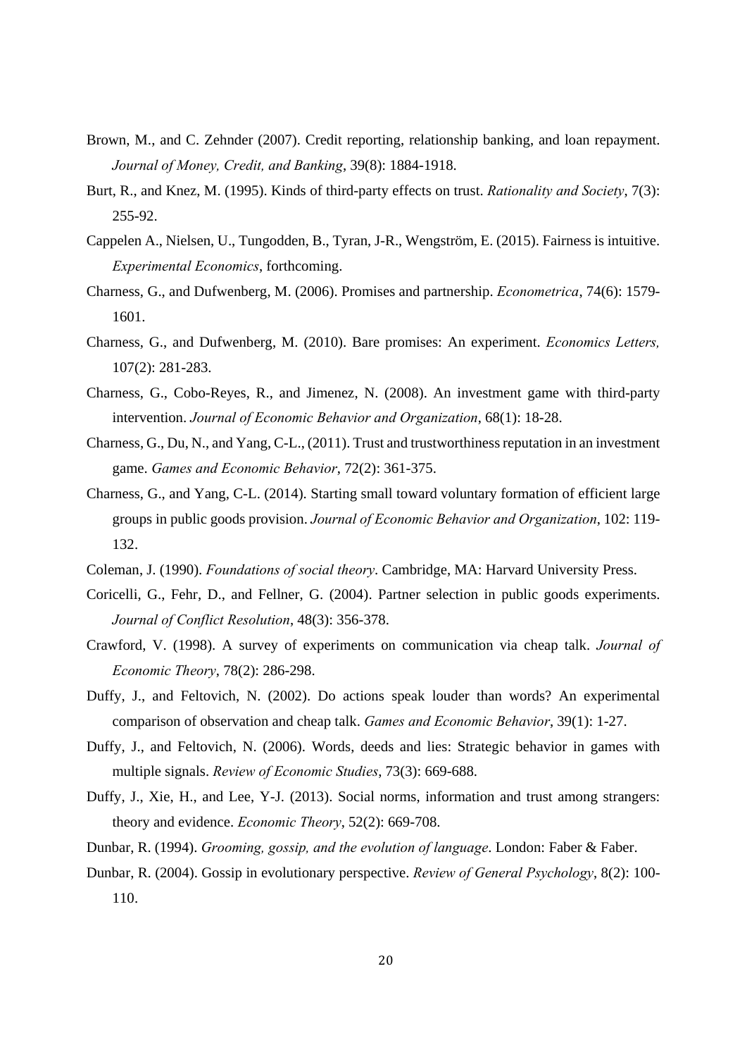Brown, M., and C. Zehnder (2007). Credit reporting, relationship banking, and loan repayment. *Journal of Money, Credit, and Banking*, 39(8): 1884-1918.

Burt, R., and Knez, M. (1995). Kinds of third-party effects on trust. *Rationality and Society*, 7(3): 255-92.

Cappelen A., Nielsen, U., Tungodden, B., Tyran, J-R., Wengström, E. (2015). Fairness is intuitive. *Experimental Economics*, forthcoming.

Charness, G., and Dufwenberg, M. (2006). Promises and partnership. *Econometrica*, 74(6): 1579-1601.

Charness, G., and Dufwenberg, M. (2010). Bare promises: An experiment. *Economics Letters,* 107(2): 281-283.

Charness, G., Cobo-Reyes, R., and Jimenez, N. (2008). An investment game with third-party intervention. *Journal of Economic Behavior and Organization*, 68(1): 18-28.

Charness, G., Du, N., and Yang, C-L., (2011). Trust and trustworthiness reputation in an investment game. *Games and Economic Behavior*, 72(2): 361-375.

Charness, G., and Yang, C-L. (2014). Starting small toward voluntary formation of efficient large groups in public goods provision. *Journal of Economic Behavior and Organization*, 102: 119-132.

Coleman, J. (1990). *Foundations of social theory*. Cambridge, MA: Harvard University Press.

Coricelli, G., Fehr, D., and Fellner, G. (2004). Partner selection in public goods experiments. *Journal of Conflict Resolution*, 48(3): 356-378.

Crawford, V. (1998). A survey of experiments on communication via cheap talk. *Journal of Economic Theory*, 78(2): 286-298.

Duffy, J., and Feltovich, N. (2002). Do actions speak louder than words? An experimental comparison of observation and cheap talk. *Games and Economic Behavior*, 39(1): 1-27.

Duffy, J., and Feltovich, N. (2006). Words, deeds and lies: Strategic behavior in games with multiple signals. *Review of Economic Studies*, 73(3): 669-688.

Duffy, J., Xie, H., and Lee, Y-J. (2013). Social norms, information and trust among strangers: theory and evidence. *Economic Theory*, 52(2): 669-708.

Dunbar, R. (1994). *Grooming, gossip, and the evolution of language*. London: Faber & Faber.

Dunbar, R. (2004). Gossip in evolutionary perspective. *Review of General Psychology*, 8(2): 100-110.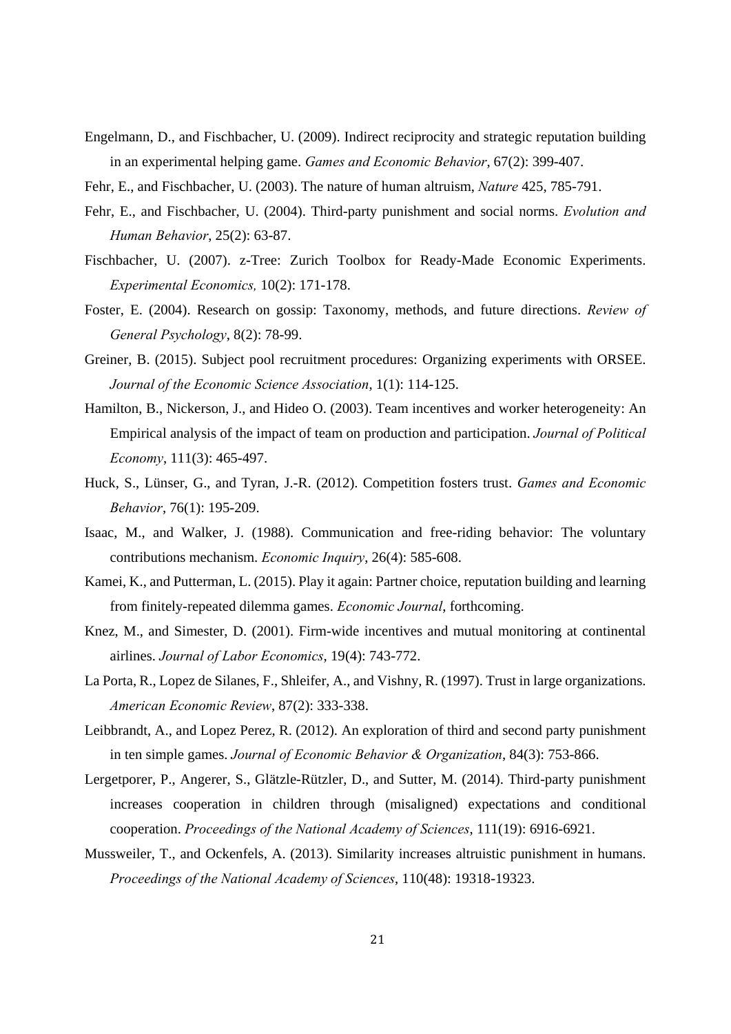Engelmann, D., and Fischbacher, U. (2009). Indirect reciprocity and strategic reputation building in an experimental helping game. *Games and Economic Behavior*, 67(2): 399-407.

Fehr, E., and Fischbacher, U. (2003). The nature of human altruism, *Nature* 425, 785-791.

Fehr, E., and Fischbacher, U. (2004). Third-party punishment and social norms. *Evolution and Human Behavior*, 25(2): 63-87.

Fischbacher, U. (2007). z-Tree: Zurich Toolbox for Ready-Made Economic Experiments. *Experimental Economics,* 10(2): 171-178.

Foster, E. (2004). Research on gossip: Taxonomy, methods, and future directions. *Review of General Psychology*, 8(2): 78-99.

Greiner, B. (2015). Subject pool recruitment procedures: Organizing experiments with ORSEE. *Journal of the Economic Science Association*, 1(1): 114-125.

Hamilton, B., Nickerson, J., and Hideo O. (2003). Team incentives and worker heterogeneity: An Empirical analysis of the impact of team on production and participation. *Journal of Political Economy*, 111(3): 465-497.

Huck, S., Lünser, G., and Tyran, J.-R. (2012). Competition fosters trust. *Games and Economic Behavior*, 76(1): 195-209.

Isaac, M., and Walker, J. (1988). Communication and free-riding behavior: The voluntary contributions mechanism. *Economic Inquiry*, 26(4): 585-608.

Kamei, K., and Putterman, L. (2015). Play it again: Partner choice, reputation building and learning from finitely-repeated dilemma games. *Economic Journal*, forthcoming.

Knez, M., and Simester, D. (2001). Firm-wide incentives and mutual monitoring at continental airlines. *Journal of Labor Economics*, 19(4): 743-772.

La Porta, R., Lopez de Silanes, F., Shleifer, A., and Vishny, R. (1997). Trust in large organizations. *American Economic Review*, 87(2): 333-338.

Leibbrandt, A., and Lopez Perez, R. (2012). An exploration of third and second party punishment in ten simple games. *Journal of Economic Behavior & Organization*, 84(3): 753-866.

Lergetporer, P., Angerer, S., Glätzle-Rützler, D., and Sutter, M. (2014). Third-party punishment increases cooperation in children through (misaligned) expectations and conditional cooperation. *Proceedings of the National Academy of Sciences*, 111(19): 6916-6921.

Mussweiler, T., and Ockenfels, A. (2013). Similarity increases altruistic punishment in humans. *Proceedings of the National Academy of Sciences*, 110(48): 19318-19323.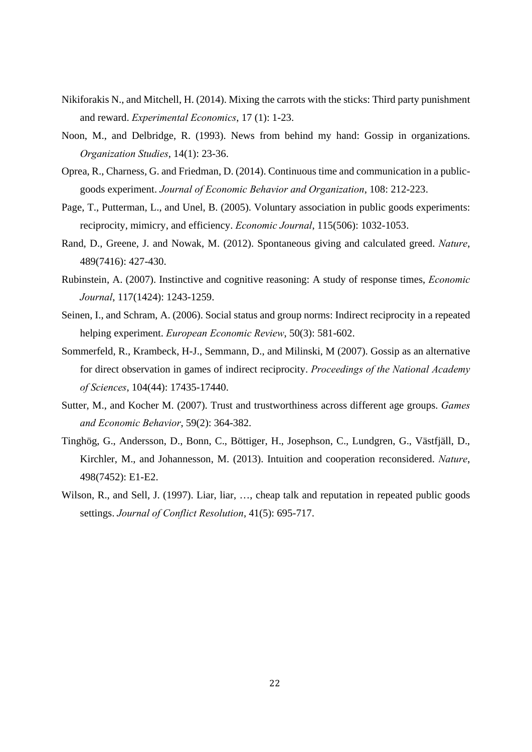Nikiforakis N., and Mitchell, H. (2014). Mixing the carrots with the sticks: Third party punishment and reward. *Experimental Economics*, 17 (1): 1-23.

Noon, M., and Delbridge, R. (1993). News from behind my hand: Gossip in organizations. *Organization Studies*, 14(1): 23-36.

Oprea, R., Charness, G. and Friedman, D. (2014). Continuous time and communication in a public-goods experiment. *Journal of Economic Behavior and Organization*, 108: 212-223.

Page, T., Putterman, L., and Unel, B. (2005). Voluntary association in public goods experiments: reciprocity, mimicry, and efficiency. *Economic Journal*, 115(506): 1032-1053.

Rand, D., Greene, J. and Nowak, M. (2012). Spontaneous giving and calculated greed. *Nature*, 489(7416): 427-430.

Rubinstein, A. (2007). Instinctive and cognitive reasoning: A study of response times, *Economic Journal*, 117(1424): 1243-1259.

Seinen, I., and Schram, A. (2006). Social status and group norms: Indirect reciprocity in a repeated helping experiment. *European Economic Review*, 50(3): 581-602.

Sommerfeld, R., Krambeck, H-J., Semmann, D., and Milinski, M (2007). Gossip as an alternative for direct observation in games of indirect reciprocity. *Proceedings of the National Academy of Sciences*, 104(44): 17435-17440.

Sutter, M., and Kocher M. (2007). Trust and trustworthiness across different age groups. *Games and Economic Behavior*, 59(2): 364-382.

Tinghög, G., Andersson, D., Bonn, C., Böttiger, H., Josephson, C., Lundgren, G., Västfjäll, D., Kirchler, M., and Johannesson, M. (2013). Intuition and cooperation reconsidered. *Nature*, 498(7452): E1-E2.

Wilson, R., and Sell, J. (1997). Liar, liar, …, cheap talk and reputation in repeated public goods settings. *Journal of Conflict Resolution*, 41(5): 695-717.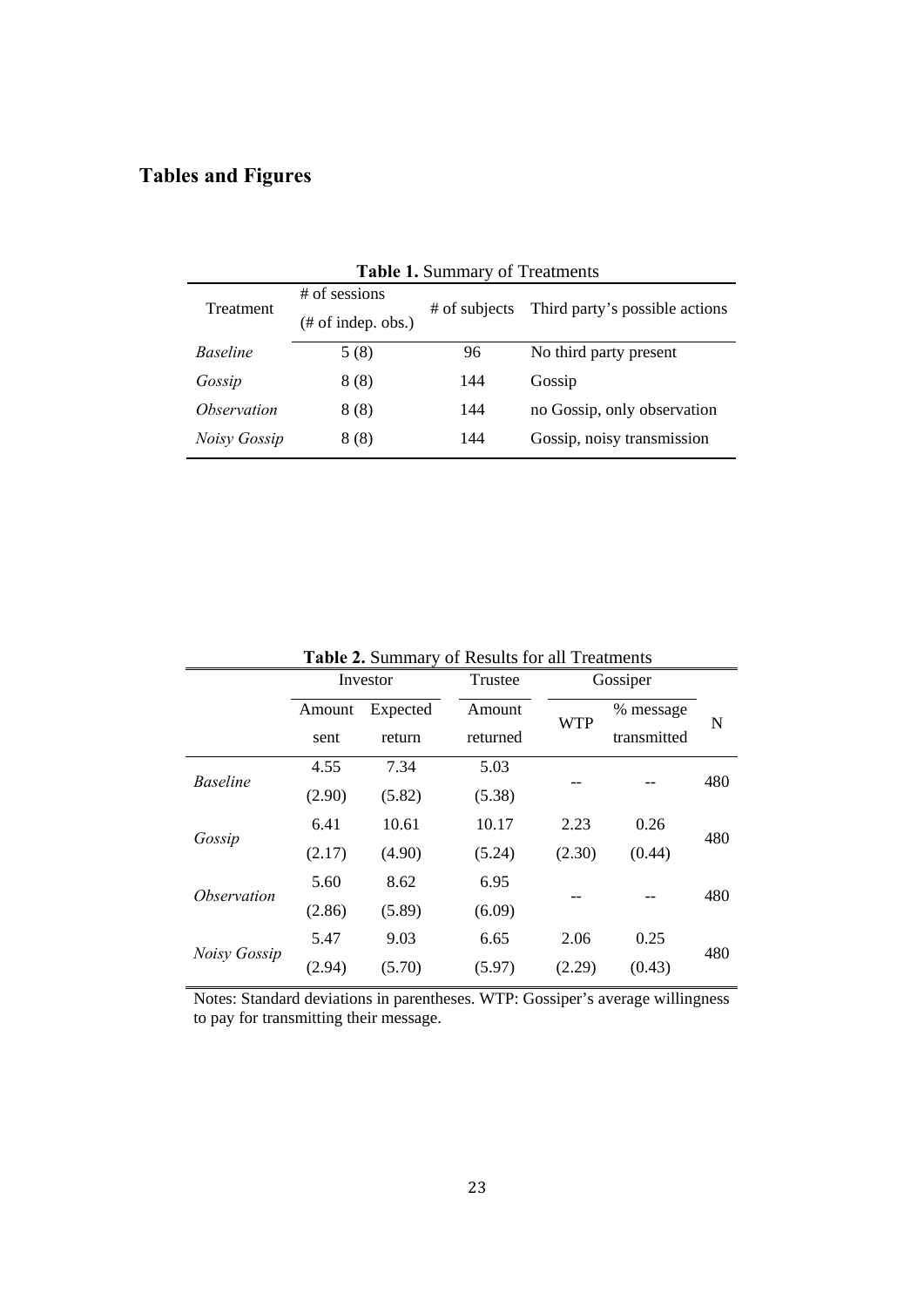# Tables and Figures

**Table 1.** Summary of Treatments

| Treatment | # of sessions (# of indep. obs.) | # of subjects | Third party's possible actions |
|---|---|---|---|
| *Baseline* | 5 (8) | 96 | No third party present |
| *Gossip* | 8 (8) | 144 | Gossip |
| *Observation* | 8 (8) | 144 | no Gossip, only observation |
| *Noisy Gossip* | 8 (8) | 144 | Gossip, noisy transmission |

**Table 2.** Summary of Results for all Treatments

| | Investor | | Trustee | Gossiper | | |
|---|---|---|---|---|---|---|
| | Amount sent | Expected return | Amount returned | WTP | % message transmitted | N |
| *Baseline* | 4.55 | 7.34 | 5.03 | -- | -- | 480 |
| | (2.90) | (5.82) | (5.38) | | | |
| *Gossip* | 6.41 | 10.61 | 10.17 | 2.23 | 0.26 | 480 |
| | (2.17) | (4.90) | (5.24) | (2.30) | (0.44) | |
| *Observation* | 5.60 | 8.62 | 6.95 | -- | -- | 480 |
| | (2.86) | (5.89) | (6.09) | | | |
| *Noisy Gossip* | 5.47 | 9.03 | 6.65 | 2.06 | 0.25 | 480 |
| | (2.94) | (5.70) | (5.97) | (2.29) | (0.43) | |

Notes: Standard deviations in parentheses. WTP: Gossiper's average willingness to pay for transmitting their message.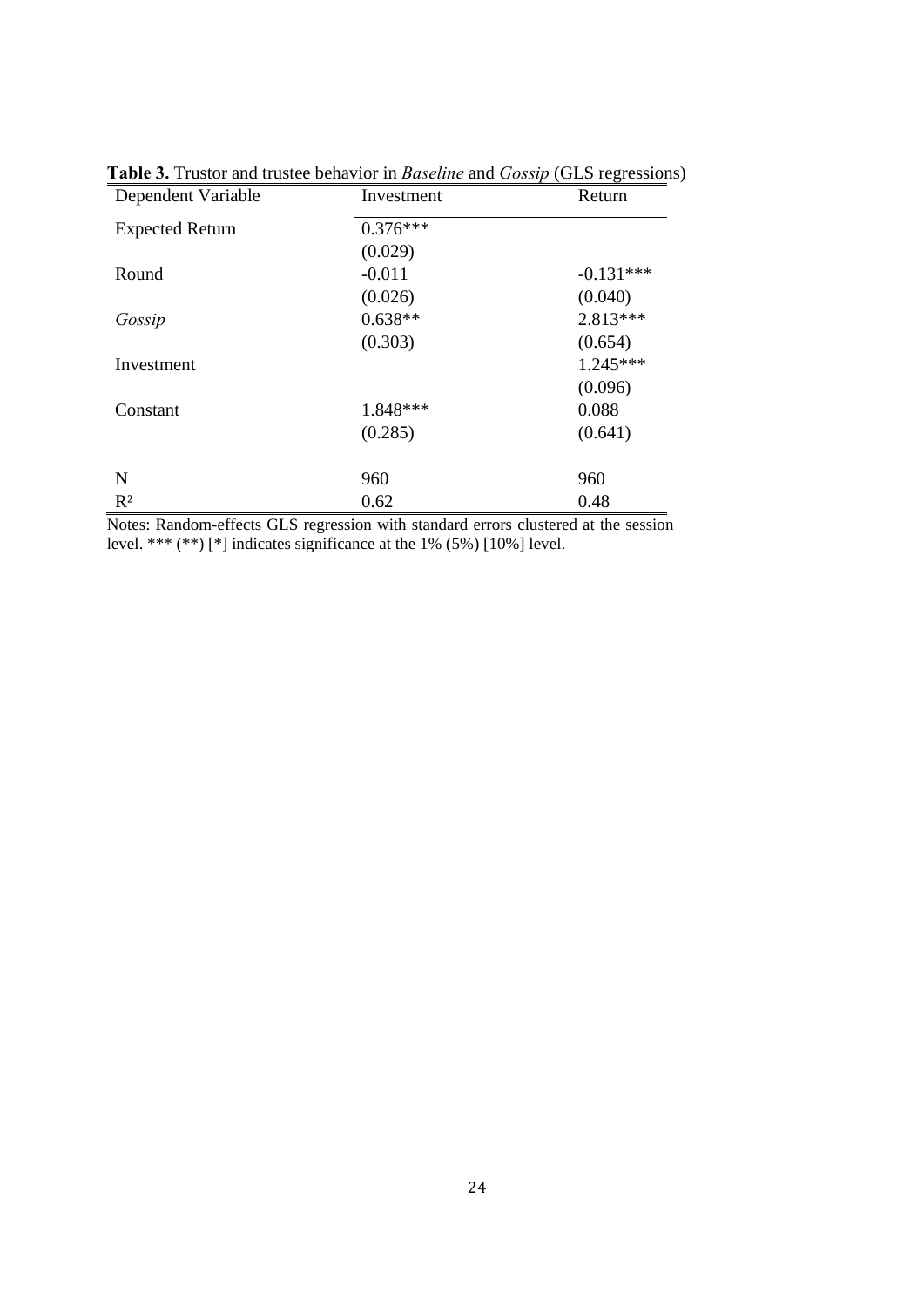**Table 3.** Trustor and trustee behavior in *Baseline* and *Gossip* (GLS regressions)

| Dependent Variable | Investment | Return |
|---|---|---|
| Expected Return | 0.376*** | |
| | (0.029) | |
| Round | -0.011 | -0.131*** |
| | (0.026) | (0.040) |
| *Gossip* | 0.638** | 2.813*** |
| | (0.303) | (0.654) |
| Investment | | 1.245*** |
| | | (0.096) |
| Constant | 1.848*** | 0.088 |
| | (0.285) | (0.641) |
| N | 960 | 960 |
| $R^2$ | 0.62 | 0.48 |

Notes: Random-effects GLS regression with standard errors clustered at the session level. *** (**) [*] indicates significance at the 1% (5%) [10%] level.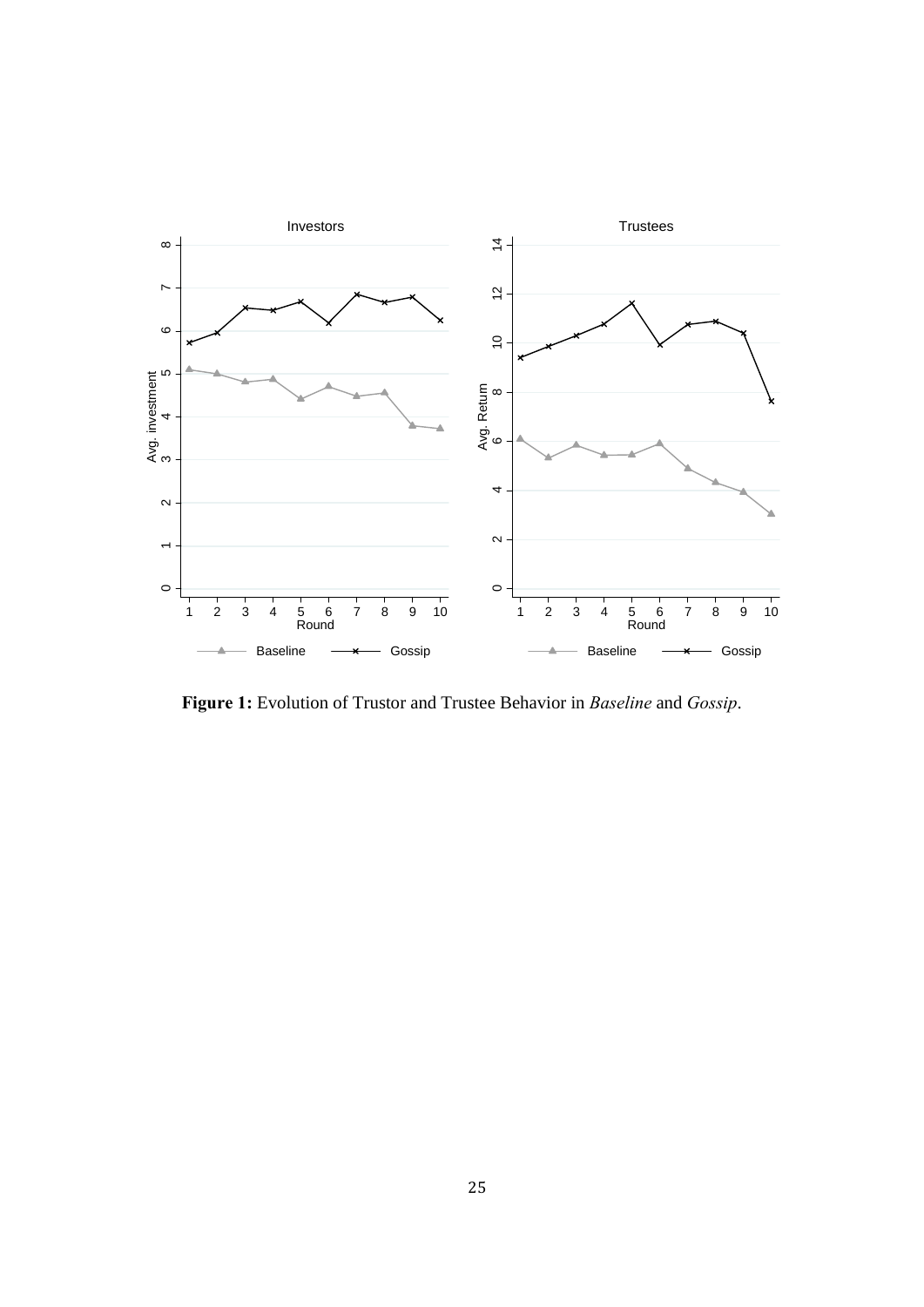**Figure 1:** Evolution of Trustor and Trustee Behavior in *Baseline* and *Gossip*.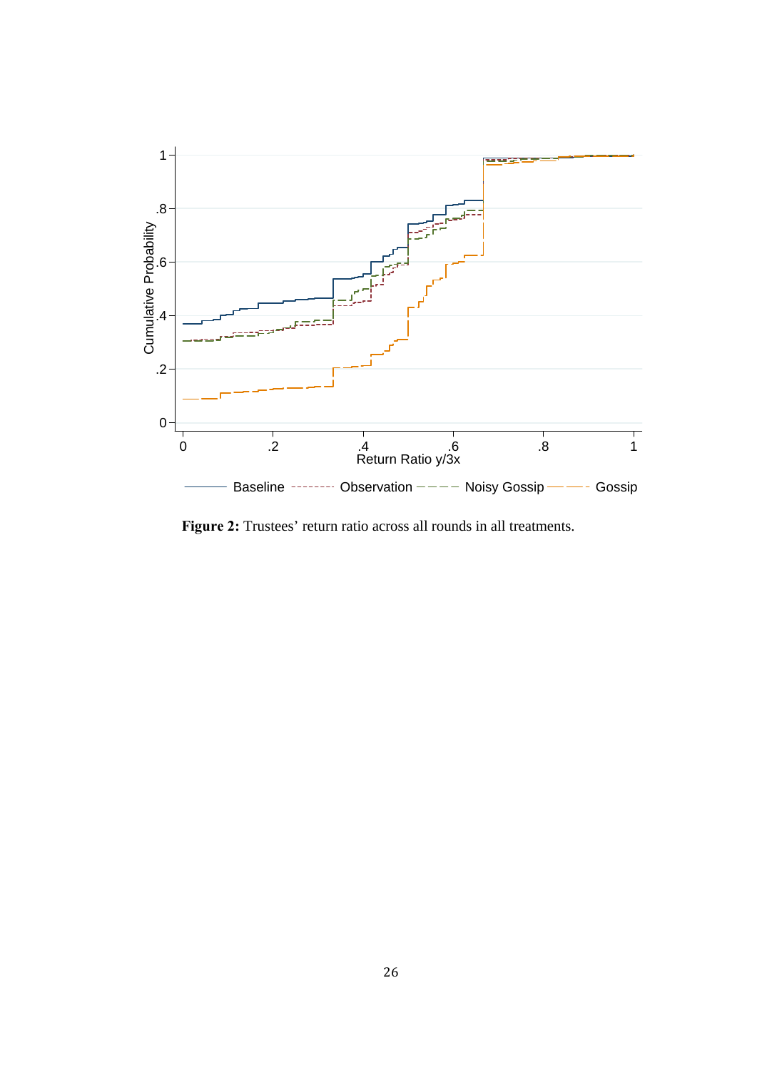**Figure 2:** Trustees' return ratio across all rounds in all treatments.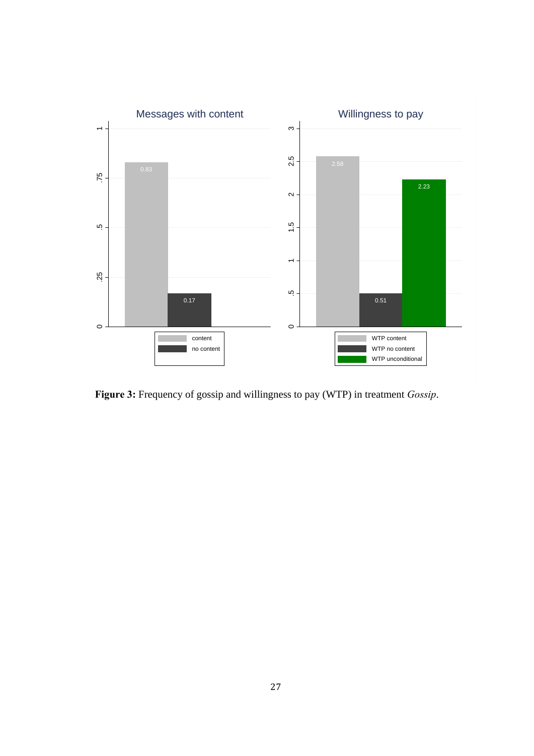**Figure 3:** Frequency of gossip and willingness to pay (WTP) in treatment *Gossip*.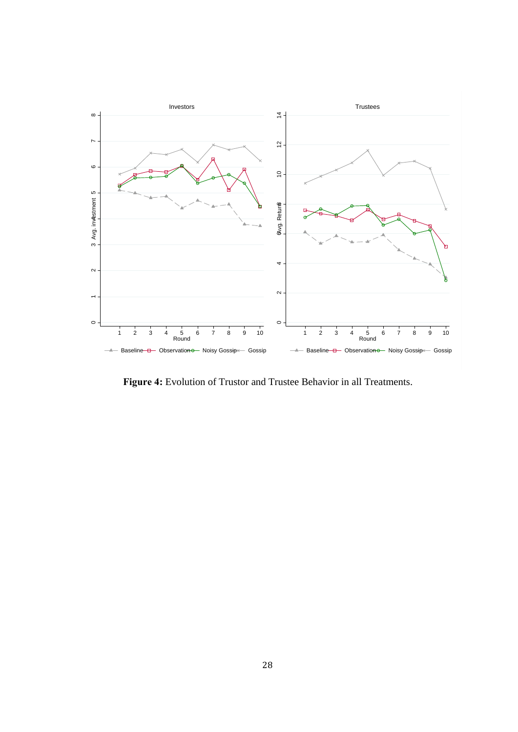**Figure 4:** Evolution of Trustor and Trustee Behavior in all Treatments.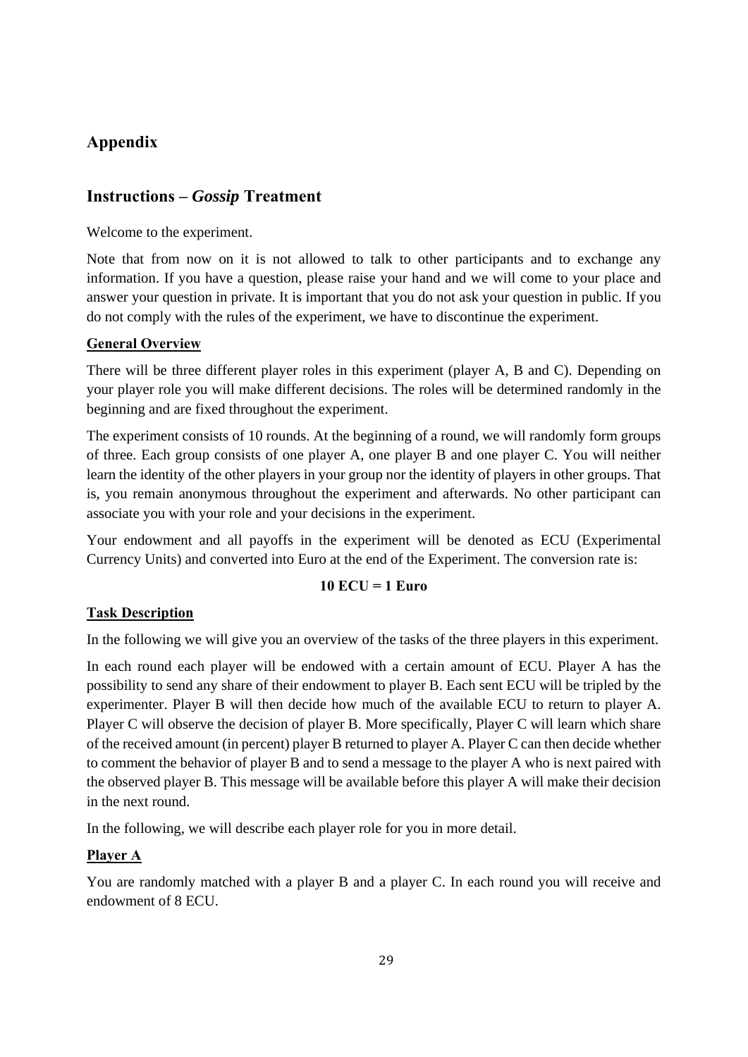## Appendix

## Instructions – *Gossip* Treatment

Welcome to the experiment.

Note that from now on it is not allowed to talk to other participants and to exchange any information. If you have a question, please raise your hand and we will come to your place and answer your question in private. It is important that you do not ask your question in public. If you do not comply with the rules of the experiment, we have to discontinue the experiment.

### General Overview

There will be three different player roles in this experiment (player A, B and C). Depending on your player role you will make different decisions. The roles will be determined randomly in the beginning and are fixed throughout the experiment.

The experiment consists of 10 rounds. At the beginning of a round, we will randomly form groups of three. Each group consists of one player A, one player B and one player C. You will neither learn the identity of the other players in your group nor the identity of players in other groups. That is, you remain anonymous throughout the experiment and afterwards. No other participant can associate you with your role and your decisions in the experiment.

Your endowment and all payoffs in the experiment will be denoted as ECU (Experimental Currency Units) and converted into Euro at the end of the Experiment. The conversion rate is:

**10 ECU = 1 Euro**

### Task Description

In the following we will give you an overview of the tasks of the three players in this experiment.

In each round each player will be endowed with a certain amount of ECU. Player A has the possibility to send any share of their endowment to player B. Each sent ECU will be tripled by the experimenter. Player B will then decide how much of the available ECU to return to player A. Player C will observe the decision of player B. More specifically, Player C will learn which share of the received amount (in percent) player B returned to player A. Player C can then decide whether to comment the behavior of player B and to send a message to the player A who is next paired with the observed player B. This message will be available before this player A will make their decision in the next round.

In the following, we will describe each player role for you in more detail.

### Player A

You are randomly matched with a player B and a player C. In each round you will receive and endowment of 8 ECU.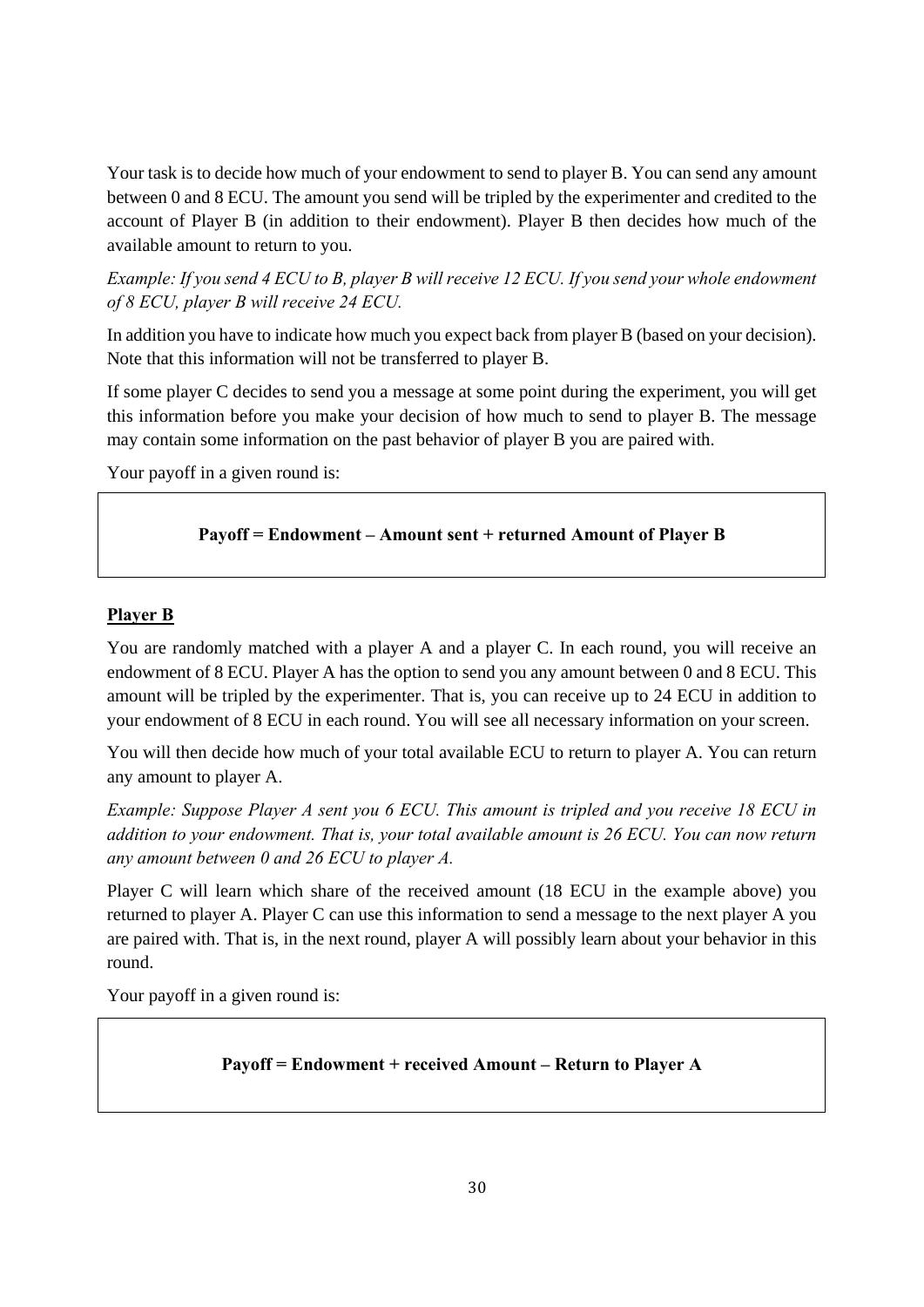Your task is to decide how much of your endowment to send to player B. You can send any amount between 0 and 8 ECU. The amount you send will be tripled by the experimenter and credited to the account of Player B (in addition to their endowment). Player B then decides how much of the available amount to return to you.

*Example: If you send 4 ECU to B, player B will receive 12 ECU. If you send your whole endowment of 8 ECU, player B will receive 24 ECU.*

In addition you have to indicate how much you expect back from player B (based on your decision). Note that this information will not be transferred to player B.

If some player C decides to send you a message at some point during the experiment, you will get this information before you make your decision of how much to send to player B. The message may contain some information on the past behavior of player B you are paired with.

Your payoff in a given round is:

**Payoff = Endowment – Amount sent + returned Amount of Player B**

**Player B**

You are randomly matched with a player A and a player C. In each round, you will receive an endowment of 8 ECU. Player A has the option to send you any amount between 0 and 8 ECU. This amount will be tripled by the experimenter. That is, you can receive up to 24 ECU in addition to your endowment of 8 ECU in each round. You will see all necessary information on your screen.

You will then decide how much of your total available ECU to return to player A. You can return any amount to player A.

*Example: Suppose Player A sent you 6 ECU. This amount is tripled and you receive 18 ECU in addition to your endowment. That is, your total available amount is 26 ECU. You can now return any amount between 0 and 26 ECU to player A.*

Player C will learn which share of the received amount (18 ECU in the example above) you returned to player A. Player C can use this information to send a message to the next player A you are paired with. That is, in the next round, player A will possibly learn about your behavior in this round.

Your payoff in a given round is:

**Payoff = Endowment + received Amount – Return to Player A**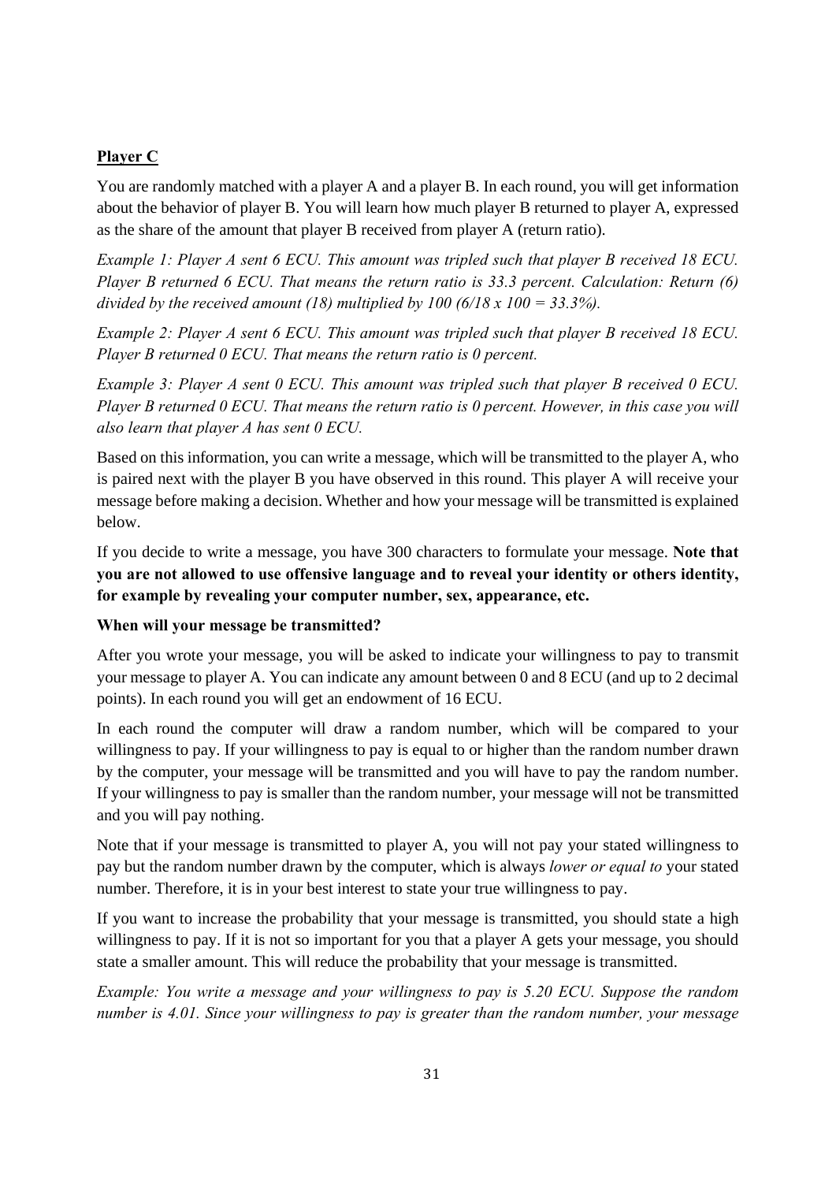**<u>Player C</u>**

You are randomly matched with a player A and a player B. In each round, you will get information about the behavior of player B. You will learn how much player B returned to player A, expressed as the share of the amount that player B received from player A (return ratio).

*Example 1: Player A sent 6 ECU. This amount was tripled such that player B received 18 ECU. Player B returned 6 ECU. That means the return ratio is 33.3 percent. Calculation: Return (6) divided by the received amount (18) multiplied by 100 (6/18 x 100 = 33.3%).*

*Example 2: Player A sent 6 ECU. This amount was tripled such that player B received 18 ECU. Player B returned 0 ECU. That means the return ratio is 0 percent.*

*Example 3: Player A sent 0 ECU. This amount was tripled such that player B received 0 ECU. Player B returned 0 ECU. That means the return ratio is 0 percent. However, in this case you will also learn that player A has sent 0 ECU.*

Based on this information, you can write a message, which will be transmitted to the player A, who is paired next with the player B you have observed in this round. This player A will receive your message before making a decision. Whether and how your message will be transmitted is explained below.

If you decide to write a message, you have 300 characters to formulate your message. **Note that you are not allowed to use offensive language and to reveal your identity or others identity, for example by revealing your computer number, sex, appearance, etc.**

**When will your message be transmitted?**

After you wrote your message, you will be asked to indicate your willingness to pay to transmit your message to player A. You can indicate any amount between 0 and 8 ECU (and up to 2 decimal points). In each round you will get an endowment of 16 ECU.

In each round the computer will draw a random number, which will be compared to your willingness to pay. If your willingness to pay is equal to or higher than the random number drawn by the computer, your message will be transmitted and you will have to pay the random number. If your willingness to pay is smaller than the random number, your message will not be transmitted and you will pay nothing.

Note that if your message is transmitted to player A, you will not pay your stated willingness to pay but the random number drawn by the computer, which is always *lower or equal to* your stated number. Therefore, it is in your best interest to state your true willingness to pay.

If you want to increase the probability that your message is transmitted, you should state a high willingness to pay. If it is not so important for you that a player A gets your message, you should state a smaller amount. This will reduce the probability that your message is transmitted.

*Example: You write a message and your willingness to pay is 5.20 ECU. Suppose the random number is 4.01. Since your willingness to pay is greater than the random number, your message*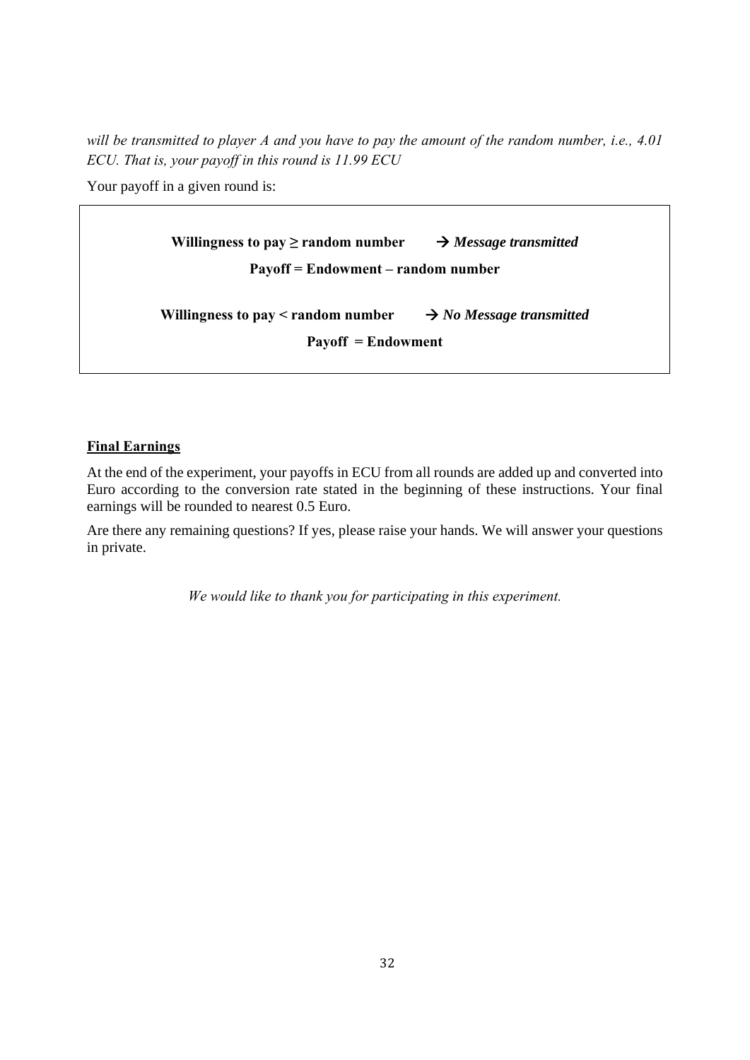*will be transmitted to player A and you have to pay the amount of the random number, i.e., 4.01 ECU. That is, your payoff in this round is 11.99 ECU*

Your payoff in a given round is:

**Willingness to pay ≥ random number** → ***Message transmitted***

**Payoff = Endowment – random number**

**Willingness to pay < random number** → ***No Message transmitted***

**Payoff = Endowment**

**Final Earnings**

At the end of the experiment, your payoffs in ECU from all rounds are added up and converted into Euro according to the conversion rate stated in the beginning of these instructions. Your final earnings will be rounded to nearest 0.5 Euro.

Are there any remaining questions? If yes, please raise your hands. We will answer your questions in private.

*We would like to thank you for participating in this experiment.*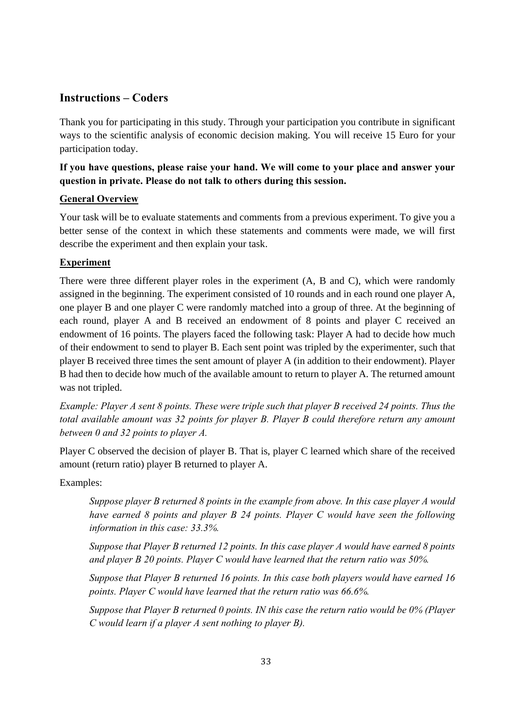## Instructions – Coders

Thank you for participating in this study. Through your participation you contribute in significant ways to the scientific analysis of economic decision making. You will receive 15 Euro for your participation today.

**If you have questions, please raise your hand. We will come to your place and answer your question in private. Please do not talk to others during this session.**

### General Overview

Your task will be to evaluate statements and comments from a previous experiment. To give you a better sense of the context in which these statements and comments were made, we will first describe the experiment and then explain your task.

### Experiment

There were three different player roles in the experiment (A, B and C), which were randomly assigned in the beginning. The experiment consisted of 10 rounds and in each round one player A, one player B and one player C were randomly matched into a group of three. At the beginning of each round, player A and B received an endowment of 8 points and player C received an endowment of 16 points. The players faced the following task: Player A had to decide how much of their endowment to send to player B. Each sent point was tripled by the experimenter, such that player B received three times the sent amount of player A (in addition to their endowment). Player B had then to decide how much of the available amount to return to player A. The returned amount was not tripled.

*Example: Player A sent 8 points. These were triple such that player B received 24 points. Thus the total available amount was 32 points for player B. Player B could therefore return any amount between 0 and 32 points to player A.*

Player C observed the decision of player B. That is, player C learned which share of the received amount (return ratio) player B returned to player A.

Examples:

> *Suppose player B returned 8 points in the example from above. In this case player A would have earned 8 points and player B 24 points. Player C would have seen the following information in this case: 33.3%.*
>
> *Suppose that Player B returned 12 points. In this case player A would have earned 8 points and player B 20 points. Player C would have learned that the return ratio was 50%.*
>
> *Suppose that Player B returned 16 points. In this case both players would have earned 16 points. Player C would have learned that the return ratio was 66.6%.*
>
> *Suppose that Player B returned 0 points. IN this case the return ratio would be 0% (Player C would learn if a player A sent nothing to player B).*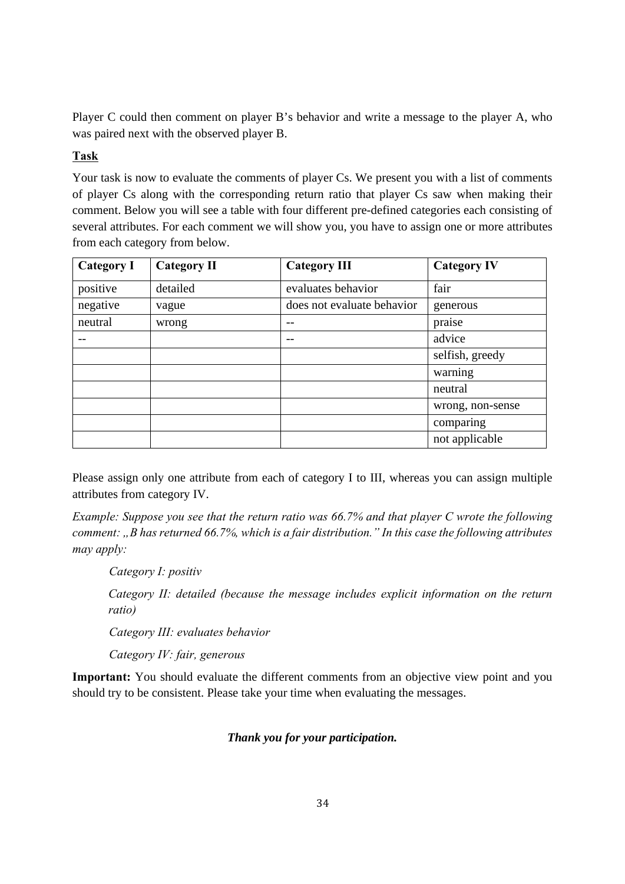Player C could then comment on player B's behavior and write a message to the player A, who was paired next with the observed player B.

**Task**

Your task is now to evaluate the comments of player Cs. We present you with a list of comments of player Cs along with the corresponding return ratio that player Cs saw when making their comment. Below you will see a table with four different pre-defined categories each consisting of several attributes. For each comment we will show you, you have to assign one or more attributes from each category from below.

| Category I | Category II | Category III | Category IV |
|---|---|---|---|
| positive | detailed | evaluates behavior | fair |
| negative | vague | does not evaluate behavior | generous |
| neutral | wrong | -- | praise |
| -- | | -- | advice |
| | | | selfish, greedy |
| | | | warning |
| | | | neutral |
| | | | wrong, non-sense |
| | | | comparing |
| | | | not applicable |

Please assign only one attribute from each of category I to III, whereas you can assign multiple attributes from category IV.

*Example: Suppose you see that the return ratio was 66.7% and that player C wrote the following comment: „B has returned 66.7%, which is a fair distribution." In this case the following attributes may apply:*

*Category I: positiv*

*Category II: detailed (because the message includes explicit information on the return ratio)*

*Category III: evaluates behavior*

*Category IV: fair, generous*

**Important:** You should evaluate the different comments from an objective view point and you should try to be consistent. Please take your time when evaluating the messages.

***Thank you for your participation.***